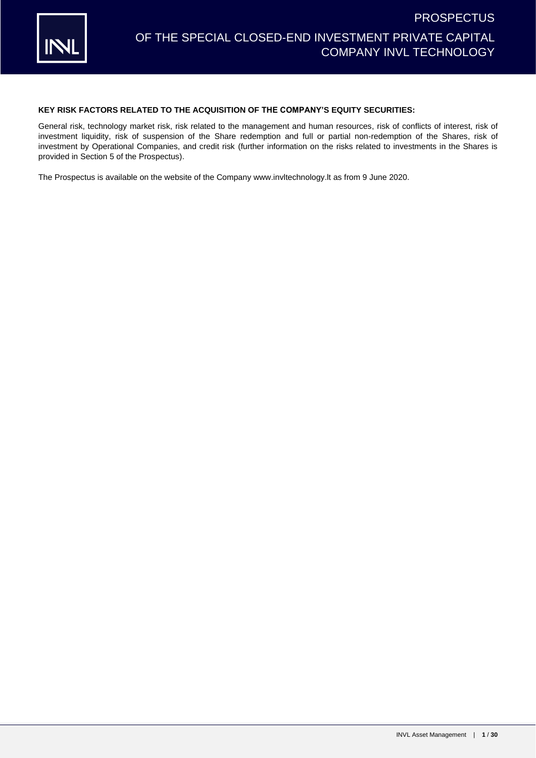# PROSPECTUS

# OF THE SPECIAL CLOSED-END INVESTMENT PRIVATE CAPITAL COMPANY INVL TECHNOLOGY

**KEY RISK FACTORS RELATED TO THE ACQUISITION OF THE COMPANY'S EQUITY SECURITIES:**

General risk, technology market risk, risk related to the management and human resources, risk of conflicts of interest, risk of investment liquidity, risk of suspension of the Share redemption and full or partial non-redemption of the Shares, risk of investment by Operational Companies, and credit risk (further information on the risks related to investments in the Shares is provided in Section 5 of the Prospectus).

The Prospectus is available on the website of the Company www.invltechnology.lt as from 9 June 2020.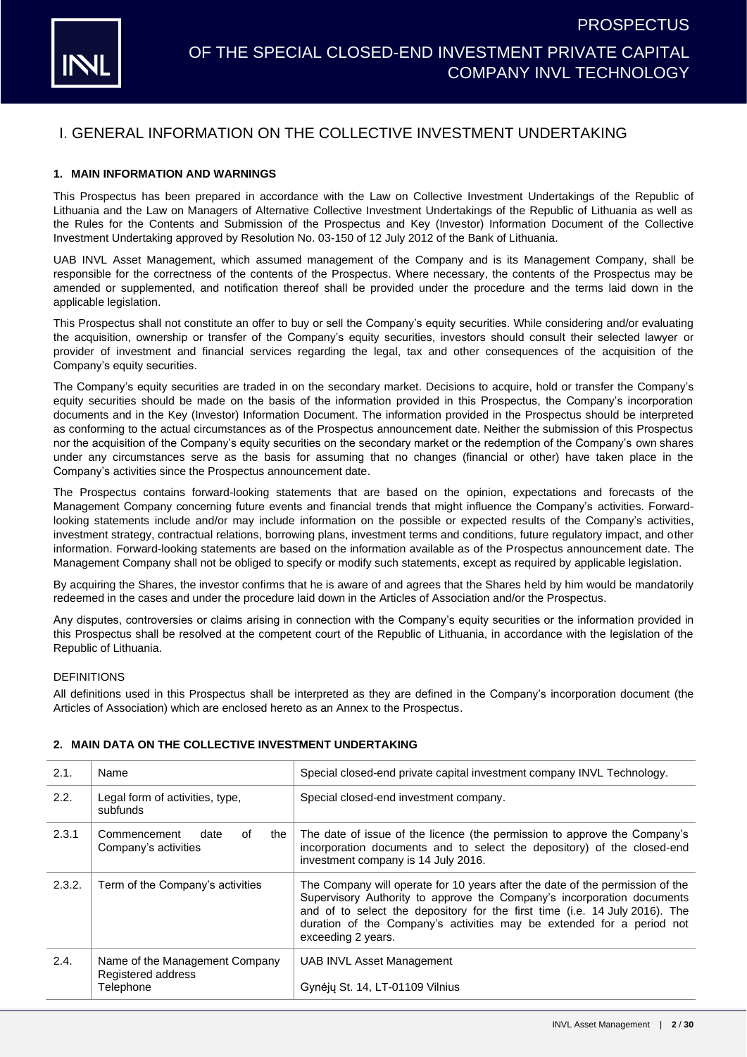# I. GENERAL INFORMATION ON THE COLLECTIVE INVESTMENT UNDERTAKING

## 1. MAIN INFORMATION AND WARNINGS

This Prospectus has been prepared in accordance with the Law on Collective Investment Undertakings of the Republic of Lithuania and the Law on Managers of Alternative Collective Investment Undertakings of the Republic of Lithuania as well as the Rules for the Contents and Submission of the Prospectus and Key (Investor) Information Document of the Collective Investment Undertaking approved by Resolution No. 03-150 of 12 July 2012 of the Bank of Lithuania.

UAB INVL Asset Management, which assumed management of the Company and is its Management Company, shall be responsible for the correctness of the contents of the Prospectus. Where necessary, the contents of the Prospectus may be amended or supplemented, and notification thereof shall be provided under the procedure and the terms laid down in the applicable legislation.

This Prospectus shall not constitute an offer to buy or sell the Company's equity securities. While considering and/or evaluating the acquisition, ownership or transfer of the Company's equity securities, investors should consult their selected lawyer or provider of investment and financial services regarding the legal, tax and other consequences of the acquisition of the Company's equity securities.

The Company's equity securities are traded in on the secondary market. Decisions to acquire, hold or transfer the Company's equity securities should be made on the basis of the information provided in this Prospectus, the Company's incorporation documents and in the Key (Investor) Information Document. The information provided in the Prospectus should be interpreted as conforming to the actual circumstances as of the Prospectus announcement date. Neither the submission of this Prospectus nor the acquisition of the Company's equity securities on the secondary market or the redemption of the Company's own shares under any circumstances serve as the basis for assuming that no changes (financial or other) have taken place in the Company's activities since the Prospectus announcement date.

The Prospectus contains forward-looking statements that are based on the opinion, expectations and forecasts of the Management Company concerning future events and financial trends that might influence the Company's activities. Forward-looking statements include and/or may include information on the possible or expected results of the Company's activities, investment strategy, contractual relations, borrowing plans, investment terms and conditions, future regulatory impact, and other information. Forward-looking statements are based on the information available as of the Prospectus announcement date. The Management Company shall not be obliged to specify or modify such statements, except as required by applicable legislation.

By acquiring the Shares, the investor confirms that he is aware of and agrees that the Shares held by him would be mandatorily redeemed in the cases and under the procedure laid down in the Articles of Association and/or the Prospectus.

Any disputes, controversies or claims arising in connection with the Company's equity securities or the information provided in this Prospectus shall be resolved at the competent court of the Republic of Lithuania, in accordance with the legislation of the Republic of Lithuania.

DEFINITIONS

All definitions used in this Prospectus shall be interpreted as they are defined in the Company's incorporation document (the Articles of Association) which are enclosed hereto as an Annex to the Prospectus.

## 2. MAIN DATA ON THE COLLECTIVE INVESTMENT UNDERTAKING

| | | |
|---|---|---|
| 2.1. | Name | Special closed-end private capital investment company INVL Technology. |
| 2.2. | Legal form of activities, type, subfunds | Special closed-end investment company. |
| 2.3.1 | Commencement date of the Company's activities | The date of issue of the licence (the permission to approve the Company's incorporation documents and to select the depository) of the closed-end investment company is 14 July 2016. |
| 2.3.2. | Term of the Company's activities | The Company will operate for 10 years after the date of the permission of the Supervisory Authority to approve the Company's incorporation documents and of to select the depository for the first time (i.e. 14 July 2016). The duration of the Company's activities may be extended for a period not exceeding 2 years. |
| 2.4. | Name of the Management Company<br>Registered address<br>Telephone | UAB INVL Asset Management<br><br>Gynėjų St. 14, LT-01109 Vilnius |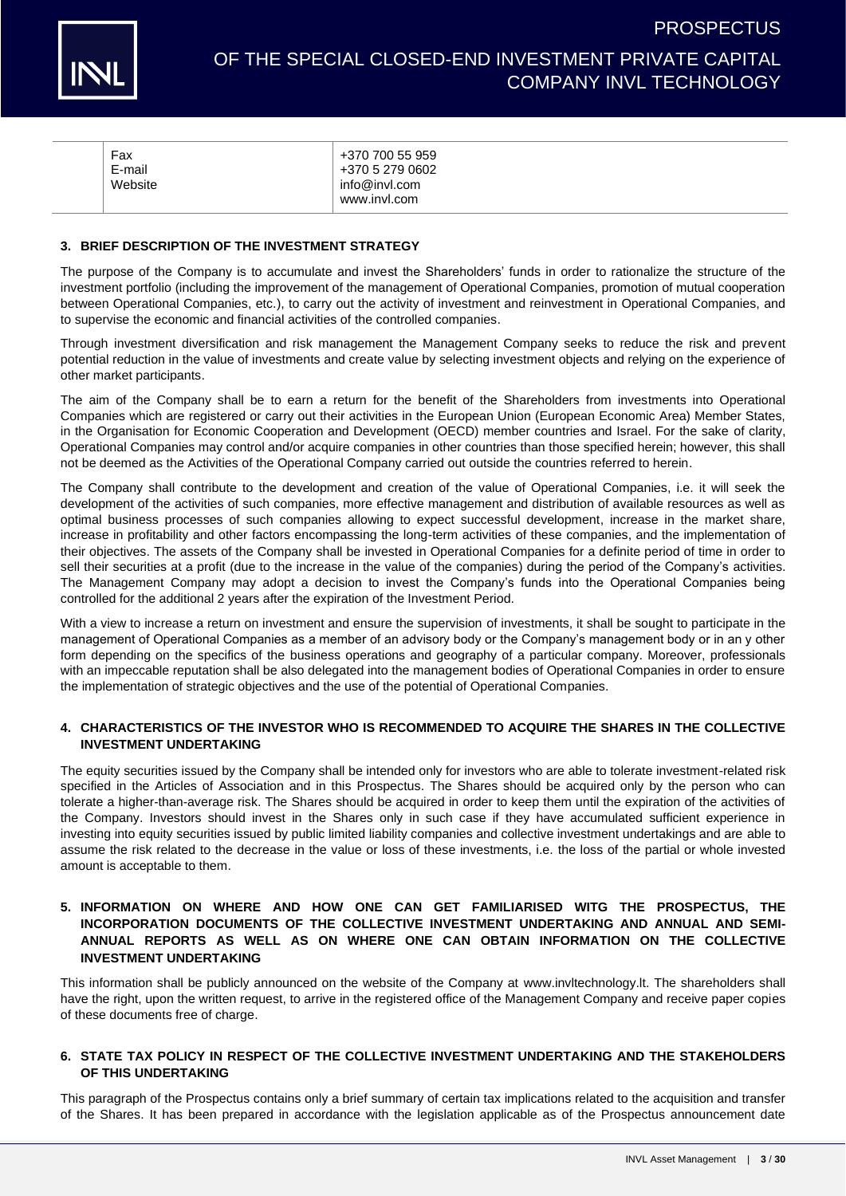| | | |
|---|---|---|
| | Fax<br>E-mail<br>Website | +370 700 55 959<br>+370 5 279 0602<br>info@invl.com<br>www.invl.com |

## 3. BRIEF DESCRIPTION OF THE INVESTMENT STRATEGY

The purpose of the Company is to accumulate and invest the Shareholders' funds in order to rationalize the structure of the investment portfolio (including the improvement of the management of Operational Companies, promotion of mutual cooperation between Operational Companies, etc.), to carry out the activity of investment and reinvestment in Operational Companies, and to supervise the economic and financial activities of the controlled companies.

Through investment diversification and risk management the Management Company seeks to reduce the risk and prevent potential reduction in the value of investments and create value by selecting investment objects and relying on the experience of other market participants.

The aim of the Company shall be to earn a return for the benefit of the Shareholders from investments into Operational Companies which are registered or carry out their activities in the European Union (European Economic Area) Member States, in the Organisation for Economic Cooperation and Development (OECD) member countries and Israel. For the sake of clarity, Operational Companies may control and/or acquire companies in other countries than those specified herein; however, this shall not be deemed as the Activities of the Operational Company carried out outside the countries referred to herein.

The Company shall contribute to the development and creation of the value of Operational Companies, i.e. it will seek the development of the activities of such companies, more effective management and distribution of available resources as well as optimal business processes of such companies allowing to expect successful development, increase in the market share, increase in profitability and other factors encompassing the long-term activities of these companies, and the implementation of their objectives. The assets of the Company shall be invested in Operational Companies for a definite period of time in order to sell their securities at a profit (due to the increase in the value of the companies) during the period of the Company's activities. The Management Company may adopt a decision to invest the Company's funds into the Operational Companies being controlled for the additional 2 years after the expiration of the Investment Period.

With a view to increase a return on investment and ensure the supervision of investments, it shall be sought to participate in the management of Operational Companies as a member of an advisory body or the Company's management body or in an y other form depending on the specifics of the business operations and geography of a particular company. Moreover, professionals with an impeccable reputation shall be also delegated into the management bodies of Operational Companies in order to ensure the implementation of strategic objectives and the use of the potential of Operational Companies.

## 4. CHARACTERISTICS OF THE INVESTOR WHO IS RECOMMENDED TO ACQUIRE THE SHARES IN THE COLLECTIVE INVESTMENT UNDERTAKING

The equity securities issued by the Company shall be intended only for investors who are able to tolerate investment-related risk specified in the Articles of Association and in this Prospectus. The Shares should be acquired only by the person who can tolerate a higher-than-average risk. The Shares should be acquired in order to keep them until the expiration of the activities of the Company. Investors should invest in the Shares only in such case if they have accumulated sufficient experience in investing into equity securities issued by public limited liability companies and collective investment undertakings and are able to assume the risk related to the decrease in the value or loss of these investments, i.e. the loss of the partial or whole invested amount is acceptable to them.

## 5. INFORMATION ON WHERE AND HOW ONE CAN GET FAMILIARISED WITG THE PROSPECTUS, THE INCORPORATION DOCUMENTS OF THE COLLECTIVE INVESTMENT UNDERTAKING AND ANNUAL AND SEMI-ANNUAL REPORTS AS WELL AS ON WHERE ONE CAN OBTAIN INFORMATION ON THE COLLECTIVE INVESTMENT UNDERTAKING

This information shall be publicly announced on the website of the Company at www.invltechnology.lt. The shareholders shall have the right, upon the written request, to arrive in the registered office of the Management Company and receive paper copies of these documents free of charge.

## 6. STATE TAX POLICY IN RESPECT OF THE COLLECTIVE INVESTMENT UNDERTAKING AND THE STAKEHOLDERS OF THIS UNDERTAKING

This paragraph of the Prospectus contains only a brief summary of certain tax implications related to the acquisition and transfer of the Shares. It has been prepared in accordance with the legislation applicable as of the Prospectus announcement date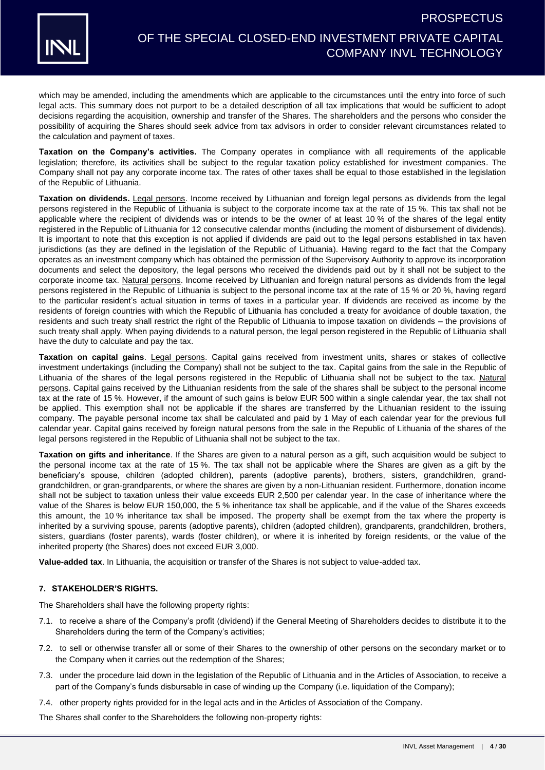which may be amended, including the amendments which are applicable to the circumstances until the entry into force of such legal acts. This summary does not purport to be a detailed description of all tax implications that would be sufficient to adopt decisions regarding the acquisition, ownership and transfer of the Shares. The shareholders and the persons who consider the possibility of acquiring the Shares should seek advice from tax advisors in order to consider relevant circumstances related to the calculation and payment of taxes.

**Taxation on the Company's activities.** The Company operates in compliance with all requirements of the applicable legislation; therefore, its activities shall be subject to the regular taxation policy established for investment companies. The Company shall not pay any corporate income tax. The rates of other taxes shall be equal to those established in the legislation of the Republic of Lithuania.

**Taxation on dividends.** Legal persons. Income received by Lithuanian and foreign legal persons as dividends from the legal persons registered in the Republic of Lithuania is subject to the corporate income tax at the rate of 15 %. This tax shall not be applicable where the recipient of dividends was or intends to be the owner of at least 10 % of the shares of the legal entity registered in the Republic of Lithuania for 12 consecutive calendar months (including the moment of disbursement of dividends). It is important to note that this exception is not applied if dividends are paid out to the legal persons established in tax haven jurisdictions (as they are defined in the legislation of the Republic of Lithuania). Having regard to the fact that the Company operates as an investment company which has obtained the permission of the Supervisory Authority to approve its incorporation documents and select the depository, the legal persons who received the dividends paid out by it shall not be subject to the corporate income tax. Natural persons. Income received by Lithuanian and foreign natural persons as dividends from the legal persons registered in the Republic of Lithuania is subject to the personal income tax at the rate of 15 % or 20 %, having regard to the particular resident's actual situation in terms of taxes in a particular year. If dividends are received as income by the residents of foreign countries with which the Republic of Lithuania has concluded a treaty for avoidance of double taxation, the residents and such treaty shall restrict the right of the Republic of Lithuania to impose taxation on dividends – the provisions of such treaty shall apply. When paying dividends to a natural person, the legal person registered in the Republic of Lithuania shall have the duty to calculate and pay the tax.

**Taxation on capital gains**. Legal persons. Capital gains received from investment units, shares or stakes of collective investment undertakings (including the Company) shall not be subject to the tax. Capital gains from the sale in the Republic of Lithuania of the shares of the legal persons registered in the Republic of Lithuania shall not be subject to the tax. Natural persons. Capital gains received by the Lithuanian residents from the sale of the shares shall be subject to the personal income tax at the rate of 15 %. However, if the amount of such gains is below EUR 500 within a single calendar year, the tax shall not be applied. This exemption shall not be applicable if the shares are transferred by the Lithuanian resident to the issuing company. The payable personal income tax shall be calculated and paid by 1 May of each calendar year for the previous full calendar year. Capital gains received by foreign natural persons from the sale in the Republic of Lithuania of the shares of the legal persons registered in the Republic of Lithuania shall not be subject to the tax.

**Taxation on gifts and inheritance**. If the Shares are given to a natural person as a gift, such acquisition would be subject to the personal income tax at the rate of 15 %. The tax shall not be applicable where the Shares are given as a gift by the beneficiary's spouse, children (adopted children), parents (adoptive parents), brothers, sisters, grandchildren, grand-grandchildren, or gran-grandparents, or where the shares are given by a non-Lithuanian resident. Furthermore, donation income shall not be subject to taxation unless their value exceeds EUR 2,500 per calendar year. In the case of inheritance where the value of the Shares is below EUR 150,000, the 5 % inheritance tax shall be applicable, and if the value of the Shares exceeds this amount, the 10 % inheritance tax shall be imposed. The property shall be exempt from the tax where the property is inherited by a surviving spouse, parents (adoptive parents), children (adopted children), grandparents, grandchildren, brothers, sisters, guardians (foster parents), wards (foster children), or where it is inherited by foreign residents, or the value of the inherited property (the Shares) does not exceed EUR 3,000.

**Value-added tax**. In Lithuania, the acquisition or transfer of the Shares is not subject to value-added tax.

### 7. STAKEHOLDER'S RIGHTS.

The Shareholders shall have the following property rights:

7.1. to receive a share of the Company's profit (dividend) if the General Meeting of Shareholders decides to distribute it to the Shareholders during the term of the Company's activities;

7.2. to sell or otherwise transfer all or some of their Shares to the ownership of other persons on the secondary market or to the Company when it carries out the redemption of the Shares;

7.3. under the procedure laid down in the legislation of the Republic of Lithuania and in the Articles of Association, to receive a part of the Company's funds disbursable in case of winding up the Company (i.e. liquidation of the Company);

7.4. other property rights provided for in the legal acts and in the Articles of Association of the Company.

The Shares shall confer to the Shareholders the following non-property rights: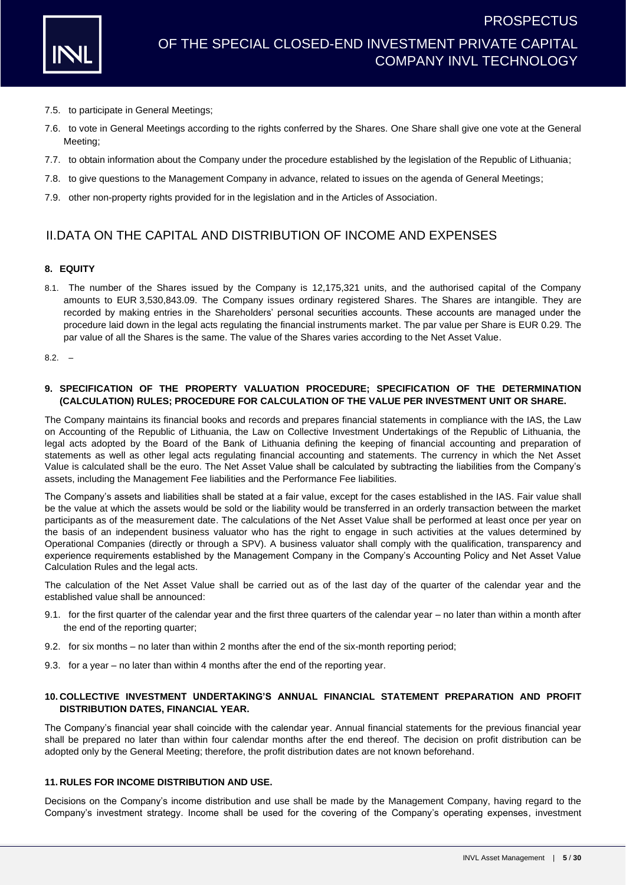7.5. to participate in General Meetings;

7.6. to vote in General Meetings according to the rights conferred by the Shares. One Share shall give one vote at the General Meeting;

7.7. to obtain information about the Company under the procedure established by the legislation of the Republic of Lithuania;

7.8. to give questions to the Management Company in advance, related to issues on the agenda of General Meetings;

7.9. other non-property rights provided for in the legislation and in the Articles of Association.

## II. DATA ON THE CAPITAL AND DISTRIBUTION OF INCOME AND EXPENSES

### 8. EQUITY

8.1. The number of the Shares issued by the Company is 12,175,321 units, and the authorised capital of the Company amounts to EUR 3,530,843.09. The Company issues ordinary registered Shares. The Shares are intangible. They are recorded by making entries in the Shareholders' personal securities accounts. These accounts are managed under the procedure laid down in the legal acts regulating the financial instruments market. The par value per Share is EUR 0.29. The par value of all the Shares is the same. The value of the Shares varies according to the Net Asset Value.

8.2. –

### 9. SPECIFICATION OF THE PROPERTY VALUATION PROCEDURE; SPECIFICATION OF THE DETERMINATION (CALCULATION) RULES; PROCEDURE FOR CALCULATION OF THE VALUE PER INVESTMENT UNIT OR SHARE.

The Company maintains its financial books and records and prepares financial statements in compliance with the IAS, the Law on Accounting of the Republic of Lithuania, the Law on Collective Investment Undertakings of the Republic of Lithuania, the legal acts adopted by the Board of the Bank of Lithuania defining the keeping of financial accounting and preparation of statements as well as other legal acts regulating financial accounting and statements. The currency in which the Net Asset Value is calculated shall be the euro. The Net Asset Value shall be calculated by subtracting the liabilities from the Company's assets, including the Management Fee liabilities and the Performance Fee liabilities.

The Company's assets and liabilities shall be stated at a fair value, except for the cases established in the IAS. Fair value shall be the value at which the assets would be sold or the liability would be transferred in an orderly transaction between the market participants as of the measurement date. The calculations of the Net Asset Value shall be performed at least once per year on the basis of an independent business valuator who has the right to engage in such activities at the values determined by Operational Companies (directly or through a SPV). A business valuator shall comply with the qualification, transparency and experience requirements established by the Management Company in the Company's Accounting Policy and Net Asset Value Calculation Rules and the legal acts.

The calculation of the Net Asset Value shall be carried out as of the last day of the quarter of the calendar year and the established value shall be announced:

9.1. for the first quarter of the calendar year and the first three quarters of the calendar year – no later than within a month after the end of the reporting quarter;

9.2. for six months – no later than within 2 months after the end of the six-month reporting period;

9.3. for a year – no later than within 4 months after the end of the reporting year.

### 10. COLLECTIVE INVESTMENT UNDERTAKING'S ANNUAL FINANCIAL STATEMENT PREPARATION AND PROFIT DISTRIBUTION DATES, FINANCIAL YEAR.

The Company's financial year shall coincide with the calendar year. Annual financial statements for the previous financial year shall be prepared no later than within four calendar months after the end thereof. The decision on profit distribution can be adopted only by the General Meeting; therefore, the profit distribution dates are not known beforehand.

### 11. RULES FOR INCOME DISTRIBUTION AND USE.

Decisions on the Company's income distribution and use shall be made by the Management Company, having regard to the Company's investment strategy. Income shall be used for the covering of the Company's operating expenses, investment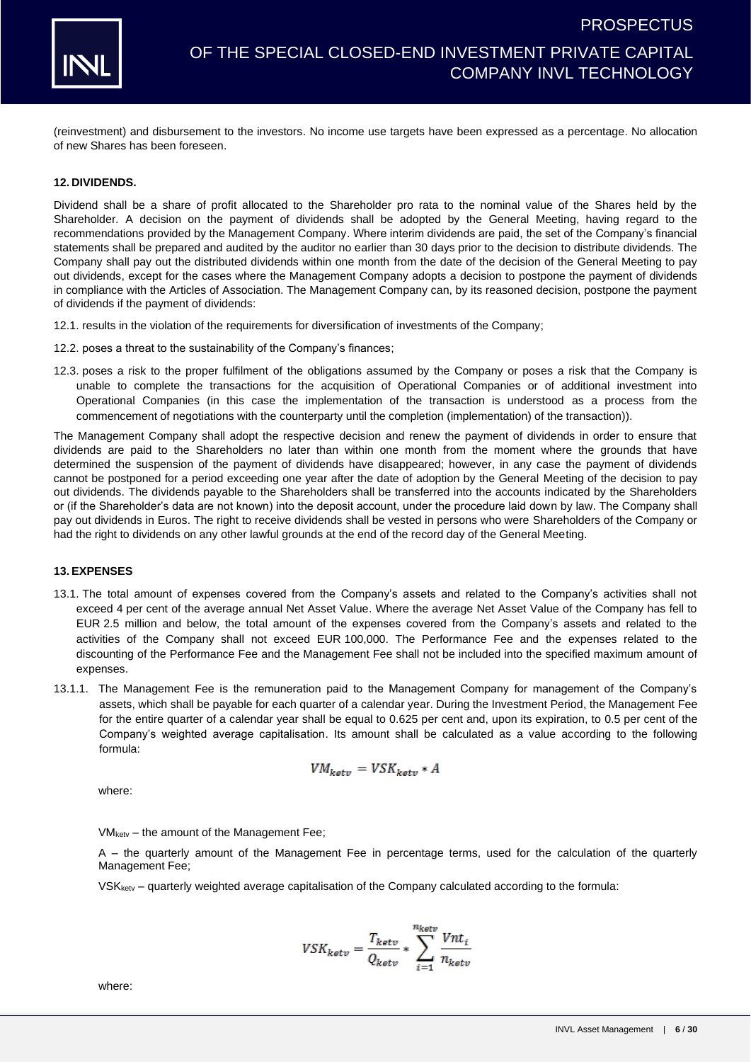(reinvestment) and disbursement to the investors. No income use targets have been expressed as a percentage. No allocation of new Shares has been foreseen.

## 12. DIVIDENDS.

Dividend shall be a share of profit allocated to the Shareholder pro rata to the nominal value of the Shares held by the Shareholder. A decision on the payment of dividends shall be adopted by the General Meeting, having regard to the recommendations provided by the Management Company. Where interim dividends are paid, the set of the Company's financial statements shall be prepared and audited by the auditor no earlier than 30 days prior to the decision to distribute dividends. The Company shall pay out the distributed dividends within one month from the date of the decision of the General Meeting to pay out dividends, except for the cases where the Management Company adopts a decision to postpone the payment of dividends in compliance with the Articles of Association. The Management Company can, by its reasoned decision, postpone the payment of dividends if the payment of dividends:

12.1. results in the violation of the requirements for diversification of investments of the Company;

12.2. poses a threat to the sustainability of the Company's finances;

12.3. poses a risk to the proper fulfilment of the obligations assumed by the Company or poses a risk that the Company is unable to complete the transactions for the acquisition of Operational Companies or of additional investment into Operational Companies (in this case the implementation of the transaction is understood as a process from the commencement of negotiations with the counterparty until the completion (implementation) of the transaction)).

The Management Company shall adopt the respective decision and renew the payment of dividends in order to ensure that dividends are paid to the Shareholders no later than within one month from the moment where the grounds that have determined the suspension of the payment of dividends have disappeared; however, in any case the payment of dividends cannot be postponed for a period exceeding one year after the date of adoption by the General Meeting of the decision to pay out dividends. The dividends payable to the Shareholders shall be transferred into the accounts indicated by the Shareholders or (if the Shareholder's data are not known) into the deposit account, under the procedure laid down by law. The Company shall pay out dividends in Euros. The right to receive dividends shall be vested in persons who were Shareholders of the Company or had the right to dividends on any other lawful grounds at the end of the record day of the General Meeting.

## 13. EXPENSES

13.1. The total amount of expenses covered from the Company's assets and related to the Company's activities shall not exceed 4 per cent of the average annual Net Asset Value. Where the average Net Asset Value of the Company has fell to EUR 2.5 million and below, the total amount of the expenses covered from the Company's assets and related to the activities of the Company shall not exceed EUR 100,000. The Performance Fee and the expenses related to the discounting of the Performance Fee and the Management Fee shall not be included into the specified maximum amount of expenses.

13.1.1. The Management Fee is the remuneration paid to the Management Company for management of the Company's assets, which shall be payable for each quarter of a calendar year. During the Investment Period, the Management Fee for the entire quarter of a calendar year shall be equal to 0.625 per cent and, upon its expiration, to 0.5 per cent of the Company's weighted average capitalisation. Its amount shall be calculated as a value according to the following formula:

$$VM_{ketv} = VSK_{ketv} * A$$

where:

$VM_{ketv}$ – the amount of the Management Fee;

$A$ – the quarterly amount of the Management Fee in percentage terms, used for the calculation of the quarterly Management Fee;

$VSK_{ketv}$ – quarterly weighted average capitalisation of the Company calculated according to the formula:

$$VSK_{ketv} = \frac{T_{ketv}}{Q_{ketv}} * \sum_{i=1}^{n_{ketv}} \frac{Vnt_i}{n_{ketv}}$$

where: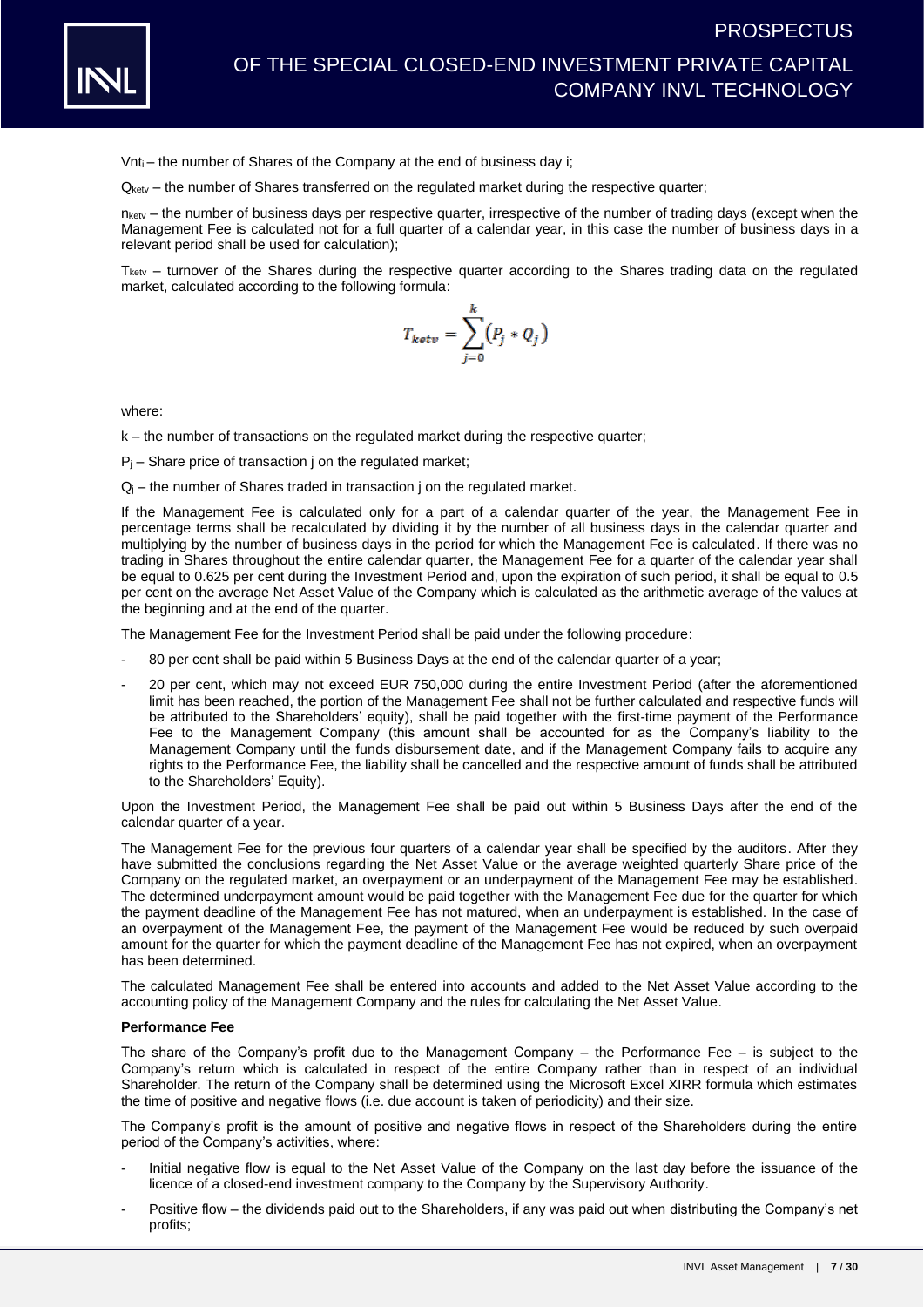$Vnt_i$ – the number of Shares of the Company at the end of business day i;

$Q_{ketv}$ – the number of Shares transferred on the regulated market during the respective quarter;

$n_{ketv}$ – the number of business days per respective quarter, irrespective of the number of trading days (except when the Management Fee is calculated not for a full quarter of a calendar year, in this case the number of business days in a relevant period shall be used for calculation);

$T_{ketv}$ – turnover of the Shares during the respective quarter according to the Shares trading data on the regulated market, calculated according to the following formula:

$$T_{ketv} = \sum_{j=0}^{k} (P_j * Q_j)$$

where:

k – the number of transactions on the regulated market during the respective quarter;

$P_j$ – Share price of transaction j on the regulated market;

$Q_j$ – the number of Shares traded in transaction j on the regulated market.

If the Management Fee is calculated only for a part of a calendar quarter of the year, the Management Fee in percentage terms shall be recalculated by dividing it by the number of all business days in the calendar quarter and multiplying by the number of business days in the period for which the Management Fee is calculated. If there was no trading in Shares throughout the entire calendar quarter, the Management Fee for a quarter of the calendar year shall be equal to 0.625 per cent during the Investment Period and, upon the expiration of such period, it shall be equal to 0.5 per cent on the average Net Asset Value of the Company which is calculated as the arithmetic average of the values at the beginning and at the end of the quarter.

The Management Fee for the Investment Period shall be paid under the following procedure:

- 80 per cent shall be paid within 5 Business Days at the end of the calendar quarter of a year;
- 20 per cent, which may not exceed EUR 750,000 during the entire Investment Period (after the aforementioned limit has been reached, the portion of the Management Fee shall not be further calculated and respective funds will be attributed to the Shareholders' equity), shall be paid together with the first-time payment of the Performance Fee to the Management Company (this amount shall be accounted for as the Company's liability to the Management Company until the funds disbursement date, and if the Management Company fails to acquire any rights to the Performance Fee, the liability shall be cancelled and the respective amount of funds shall be attributed to the Shareholders' Equity).

Upon the Investment Period, the Management Fee shall be paid out within 5 Business Days after the end of the calendar quarter of a year.

The Management Fee for the previous four quarters of a calendar year shall be specified by the auditors. After they have submitted the conclusions regarding the Net Asset Value or the average weighted quarterly Share price of the Company on the regulated market, an overpayment or an underpayment of the Management Fee may be established. The determined underpayment amount would be paid together with the Management Fee due for the quarter for which the payment deadline of the Management Fee has not matured, when an underpayment is established. In the case of an overpayment of the Management Fee, the payment of the Management Fee would be reduced by such overpaid amount for the quarter for which the payment deadline of the Management Fee has not expired, when an overpayment has been determined.

The calculated Management Fee shall be entered into accounts and added to the Net Asset Value according to the accounting policy of the Management Company and the rules for calculating the Net Asset Value.

**Performance Fee**

The share of the Company's profit due to the Management Company – the Performance Fee – is subject to the Company's return which is calculated in respect of the entire Company rather than in respect of an individual Shareholder. The return of the Company shall be determined using the Microsoft Excel XIRR formula which estimates the time of positive and negative flows (i.e. due account is taken of periodicity) and their size.

The Company's profit is the amount of positive and negative flows in respect of the Shareholders during the entire period of the Company's activities, where:

- Initial negative flow is equal to the Net Asset Value of the Company on the last day before the issuance of the licence of a closed-end investment company to the Company by the Supervisory Authority.
- Positive flow – the dividends paid out to the Shareholders, if any was paid out when distributing the Company's net profits;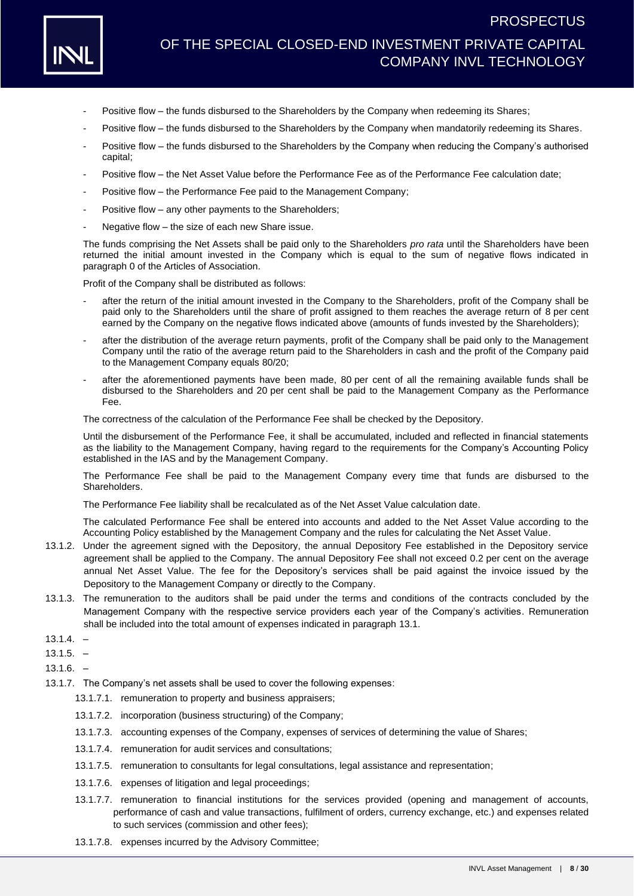- Positive flow – the funds disbursed to the Shareholders by the Company when redeeming its Shares;
- Positive flow – the funds disbursed to the Shareholders by the Company when mandatorily redeeming its Shares.
- Positive flow – the funds disbursed to the Shareholders by the Company when reducing the Company's authorised capital;
- Positive flow – the Net Asset Value before the Performance Fee as of the Performance Fee calculation date;
- Positive flow – the Performance Fee paid to the Management Company;
- Positive flow – any other payments to the Shareholders;
- Negative flow – the size of each new Share issue.

The funds comprising the Net Assets shall be paid only to the Shareholders *pro rata* until the Shareholders have been returned the initial amount invested in the Company which is equal to the sum of negative flows indicated in paragraph 0 of the Articles of Association.

Profit of the Company shall be distributed as follows:

- after the return of the initial amount invested in the Company to the Shareholders, profit of the Company shall be paid only to the Shareholders until the share of profit assigned to them reaches the average return of 8 per cent earned by the Company on the negative flows indicated above (amounts of funds invested by the Shareholders);
- after the distribution of the average return payments, profit of the Company shall be paid only to the Management Company until the ratio of the average return paid to the Shareholders in cash and the profit of the Company paid to the Management Company equals 80/20;
- after the aforementioned payments have been made, 80 per cent of all the remaining available funds shall be disbursed to the Shareholders and 20 per cent shall be paid to the Management Company as the Performance Fee.

The correctness of the calculation of the Performance Fee shall be checked by the Depository.

Until the disbursement of the Performance Fee, it shall be accumulated, included and reflected in financial statements as the liability to the Management Company, having regard to the requirements for the Company's Accounting Policy established in the IAS and by the Management Company.

The Performance Fee shall be paid to the Management Company every time that funds are disbursed to the Shareholders.

The Performance Fee liability shall be recalculated as of the Net Asset Value calculation date.

The calculated Performance Fee shall be entered into accounts and added to the Net Asset Value according to the Accounting Policy established by the Management Company and the rules for calculating the Net Asset Value.

13.1.2. Under the agreement signed with the Depository, the annual Depository Fee established in the Depository service agreement shall be applied to the Company. The annual Depository Fee shall not exceed 0.2 per cent on the average annual Net Asset Value. The fee for the Depository's services shall be paid against the invoice issued by the Depository to the Management Company or directly to the Company.

13.1.3. The remuneration to the auditors shall be paid under the terms and conditions of the contracts concluded by the Management Company with the respective service providers each year of the Company's activities. Remuneration shall be included into the total amount of expenses indicated in paragraph 13.1.

13.1.4. –

13.1.5. –

13.1.6. –

13.1.7. The Company's net assets shall be used to cover the following expenses:

13.1.7.1. remuneration to property and business appraisers;

13.1.7.2. incorporation (business structuring) of the Company;

13.1.7.3. accounting expenses of the Company, expenses of services of determining the value of Shares;

13.1.7.4. remuneration for audit services and consultations;

13.1.7.5. remuneration to consultants for legal consultations, legal assistance and representation;

13.1.7.6. expenses of litigation and legal proceedings;

13.1.7.7. remuneration to financial institutions for the services provided (opening and management of accounts, performance of cash and value transactions, fulfilment of orders, currency exchange, etc.) and expenses related to such services (commission and other fees);

13.1.7.8. expenses incurred by the Advisory Committee;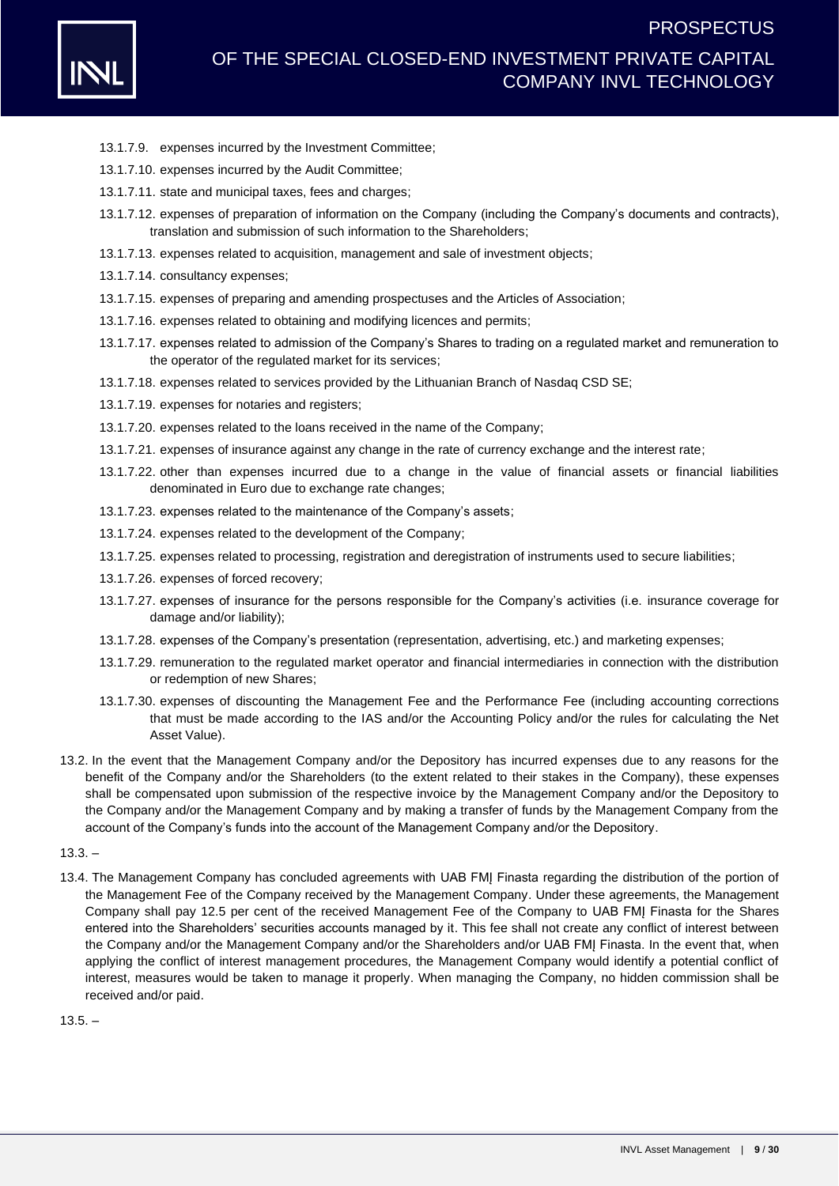13.1.7.9. expenses incurred by the Investment Committee;

13.1.7.10. expenses incurred by the Audit Committee;

13.1.7.11. state and municipal taxes, fees and charges;

13.1.7.12. expenses of preparation of information on the Company (including the Company's documents and contracts), translation and submission of such information to the Shareholders;

13.1.7.13. expenses related to acquisition, management and sale of investment objects;

13.1.7.14. consultancy expenses;

13.1.7.15. expenses of preparing and amending prospectuses and the Articles of Association;

13.1.7.16. expenses related to obtaining and modifying licences and permits;

13.1.7.17. expenses related to admission of the Company's Shares to trading on a regulated market and remuneration to the operator of the regulated market for its services;

13.1.7.18. expenses related to services provided by the Lithuanian Branch of Nasdaq CSD SE;

13.1.7.19. expenses for notaries and registers;

13.1.7.20. expenses related to the loans received in the name of the Company;

13.1.7.21. expenses of insurance against any change in the rate of currency exchange and the interest rate;

13.1.7.22. other than expenses incurred due to a change in the value of financial assets or financial liabilities denominated in Euro due to exchange rate changes;

13.1.7.23. expenses related to the maintenance of the Company's assets;

13.1.7.24. expenses related to the development of the Company;

13.1.7.25. expenses related to processing, registration and deregistration of instruments used to secure liabilities;

13.1.7.26. expenses of forced recovery;

13.1.7.27. expenses of insurance for the persons responsible for the Company's activities (i.e. insurance coverage for damage and/or liability);

13.1.7.28. expenses of the Company's presentation (representation, advertising, etc.) and marketing expenses;

13.1.7.29. remuneration to the regulated market operator and financial intermediaries in connection with the distribution or redemption of new Shares;

13.1.7.30. expenses of discounting the Management Fee and the Performance Fee (including accounting corrections that must be made according to the IAS and/or the Accounting Policy and/or the rules for calculating the Net Asset Value).

13.2. In the event that the Management Company and/or the Depository has incurred expenses due to any reasons for the benefit of the Company and/or the Shareholders (to the extent related to their stakes in the Company), these expenses shall be compensated upon submission of the respective invoice by the Management Company and/or the Depository to the Company and/or the Management Company and by making a transfer of funds by the Management Company from the account of the Company's funds into the account of the Management Company and/or the Depository.

13.3. –

13.4. The Management Company has concluded agreements with UAB FMĮ Finasta regarding the distribution of the portion of the Management Fee of the Company received by the Management Company. Under these agreements, the Management Company shall pay 12.5 per cent of the received Management Fee of the Company to UAB FMĮ Finasta for the Shares entered into the Shareholders' securities accounts managed by it. This fee shall not create any conflict of interest between the Company and/or the Management Company and/or the Shareholders and/or UAB FMĮ Finasta. In the event that, when applying the conflict of interest management procedures, the Management Company would identify a potential conflict of interest, measures would be taken to manage it properly. When managing the Company, no hidden commission shall be received and/or paid.

13.5. –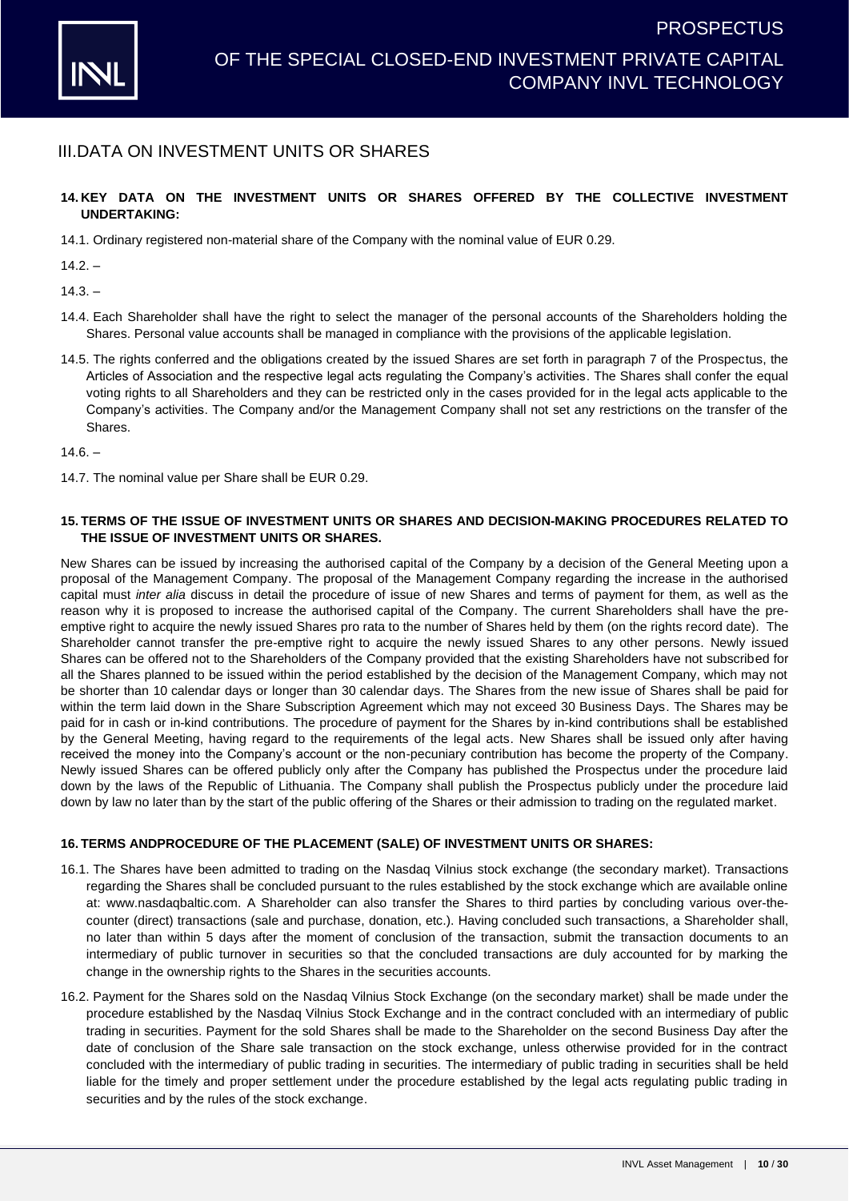## III.DATA ON INVESTMENT UNITS OR SHARES

### 14. KEY DATA ON THE INVESTMENT UNITS OR SHARES OFFERED BY THE COLLECTIVE INVESTMENT UNDERTAKING:

14.1. Ordinary registered non-material share of the Company with the nominal value of EUR 0.29.

14.2. –

14.3. –

14.4. Each Shareholder shall have the right to select the manager of the personal accounts of the Shareholders holding the Shares. Personal value accounts shall be managed in compliance with the provisions of the applicable legislation.

14.5. The rights conferred and the obligations created by the issued Shares are set forth in paragraph 7 of the Prospectus, the Articles of Association and the respective legal acts regulating the Company's activities. The Shares shall confer the equal voting rights to all Shareholders and they can be restricted only in the cases provided for in the legal acts applicable to the Company's activities. The Company and/or the Management Company shall not set any restrictions on the transfer of the Shares.

14.6. –

14.7. The nominal value per Share shall be EUR 0.29.

### 15. TERMS OF THE ISSUE OF INVESTMENT UNITS OR SHARES AND DECISION-MAKING PROCEDURES RELATED TO THE ISSUE OF INVESTMENT UNITS OR SHARES.

New Shares can be issued by increasing the authorised capital of the Company by a decision of the General Meeting upon a proposal of the Management Company. The proposal of the Management Company regarding the increase in the authorised capital must *inter alia* discuss in detail the procedure of issue of new Shares and terms of payment for them, as well as the reason why it is proposed to increase the authorised capital of the Company. The current Shareholders shall have the pre-emptive right to acquire the newly issued Shares pro rata to the number of Shares held by them (on the rights record date). The Shareholder cannot transfer the pre-emptive right to acquire the newly issued Shares to any other persons. Newly issued Shares can be offered not to the Shareholders of the Company provided that the existing Shareholders have not subscribed for all the Shares planned to be issued within the period established by the decision of the Management Company, which may not be shorter than 10 calendar days or longer than 30 calendar days. The Shares from the new issue of Shares shall be paid for within the term laid down in the Share Subscription Agreement which may not exceed 30 Business Days. The Shares may be paid for in cash or in-kind contributions. The procedure of payment for the Shares by in-kind contributions shall be established by the decision of the General Meeting, having regard to the requirements of the legal acts. New Shares shall be issued only after having received the money into the Company's account or the non-pecuniary contribution has become the property of the Company. Newly issued Shares can be offered publicly only after the Company has published the Prospectus under the procedure laid down by the laws of the Republic of Lithuania. The Company shall publish the Prospectus publicly under the procedure laid down by law no later than by the start of the public offering of the Shares or their admission to trading on the regulated market.

### 16. TERMS ANDPROCEDURE OF THE PLACEMENT (SALE) OF INVESTMENT UNITS OR SHARES:

16.1. The Shares have been admitted to trading on the Nasdaq Vilnius stock exchange (the secondary market). Transactions regarding the Shares shall be concluded pursuant to the rules established by the stock exchange which are available online at: www.nasdaqbaltic.com. A Shareholder can also transfer the Shares to third parties by concluding various over-the-counter (direct) transactions (sale and purchase, donation, etc.). Having concluded such transactions, a Shareholder shall, no later than within 5 days after the moment of conclusion of the transaction, submit the transaction documents to an intermediary of public turnover in securities so that the concluded transactions are duly accounted for by marking the change in the ownership rights to the Shares in the securities accounts.

16.2. Payment for the Shares sold on the Nasdaq Vilnius Stock Exchange (on the secondary market) shall be made under the procedure established by the Nasdaq Vilnius Stock Exchange and in the contract concluded with an intermediary of public trading in securities. Payment for the sold Shares shall be made to the Shareholder on the second Business Day after the date of conclusion of the Share sale transaction on the stock exchange, unless otherwise provided for in the contract concluded with the intermediary of public trading in securities. The intermediary of public trading in securities shall be held liable for the timely and proper settlement under the procedure established by the legal acts regulating public trading in securities and by the rules of the stock exchange.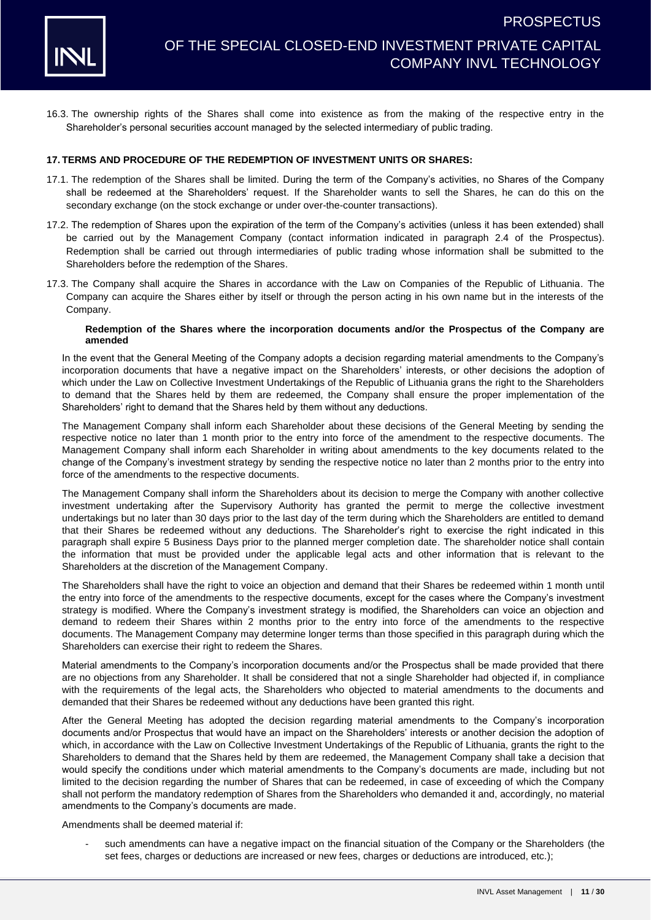16.3. The ownership rights of the Shares shall come into existence as from the making of the respective entry in the Shareholder's personal securities account managed by the selected intermediary of public trading.

## 17. TERMS AND PROCEDURE OF THE REDEMPTION OF INVESTMENT UNITS OR SHARES:

17.1. The redemption of the Shares shall be limited. During the term of the Company's activities, no Shares of the Company shall be redeemed at the Shareholders' request. If the Shareholder wants to sell the Shares, he can do this on the secondary exchange (on the stock exchange or under over-the-counter transactions).

17.2. The redemption of Shares upon the expiration of the term of the Company's activities (unless it has been extended) shall be carried out by the Management Company (contact information indicated in paragraph 2.4 of the Prospectus). Redemption shall be carried out through intermediaries of public trading whose information shall be submitted to the Shareholders before the redemption of the Shares.

17.3. The Company shall acquire the Shares in accordance with the Law on Companies of the Republic of Lithuania. The Company can acquire the Shares either by itself or through the person acting in his own name but in the interests of the Company.

**Redemption of the Shares where the incorporation documents and/or the Prospectus of the Company are amended**

In the event that the General Meeting of the Company adopts a decision regarding material amendments to the Company's incorporation documents that have a negative impact on the Shareholders' interests, or other decisions the adoption of which under the Law on Collective Investment Undertakings of the Republic of Lithuania grans the right to the Shareholders to demand that the Shares held by them are redeemed, the Company shall ensure the proper implementation of the Shareholders' right to demand that the Shares held by them without any deductions.

The Management Company shall inform each Shareholder about these decisions of the General Meeting by sending the respective notice no later than 1 month prior to the entry into force of the amendment to the respective documents. The Management Company shall inform each Shareholder in writing about amendments to the key documents related to the change of the Company's investment strategy by sending the respective notice no later than 2 months prior to the entry into force of the amendments to the respective documents.

The Management Company shall inform the Shareholders about its decision to merge the Company with another collective investment undertaking after the Supervisory Authority has granted the permit to merge the collective investment undertakings but no later than 30 days prior to the last day of the term during which the Shareholders are entitled to demand that their Shares be redeemed without any deductions. The Shareholder's right to exercise the right indicated in this paragraph shall expire 5 Business Days prior to the planned merger completion date. The shareholder notice shall contain the information that must be provided under the applicable legal acts and other information that is relevant to the Shareholders at the discretion of the Management Company.

The Shareholders shall have the right to voice an objection and demand that their Shares be redeemed within 1 month until the entry into force of the amendments to the respective documents, except for the cases where the Company's investment strategy is modified. Where the Company's investment strategy is modified, the Shareholders can voice an objection and demand to redeem their Shares within 2 months prior to the entry into force of the amendments to the respective documents. The Management Company may determine longer terms than those specified in this paragraph during which the Shareholders can exercise their right to redeem the Shares.

Material amendments to the Company's incorporation documents and/or the Prospectus shall be made provided that there are no objections from any Shareholder. It shall be considered that not a single Shareholder had objected if, in compliance with the requirements of the legal acts, the Shareholders who objected to material amendments to the documents and demanded that their Shares be redeemed without any deductions have been granted this right.

After the General Meeting has adopted the decision regarding material amendments to the Company's incorporation documents and/or Prospectus that would have an impact on the Shareholders' interests or another decision the adoption of which, in accordance with the Law on Collective Investment Undertakings of the Republic of Lithuania, grants the right to the Shareholders to demand that the Shares held by them are redeemed, the Management Company shall take a decision that would specify the conditions under which material amendments to the Company's documents are made, including but not limited to the decision regarding the number of Shares that can be redeemed, in case of exceeding of which the Company shall not perform the mandatory redemption of Shares from the Shareholders who demanded it and, accordingly, no material amendments to the Company's documents are made.

Amendments shall be deemed material if:

- such amendments can have a negative impact on the financial situation of the Company or the Shareholders (the set fees, charges or deductions are increased or new fees, charges or deductions are introduced, etc.);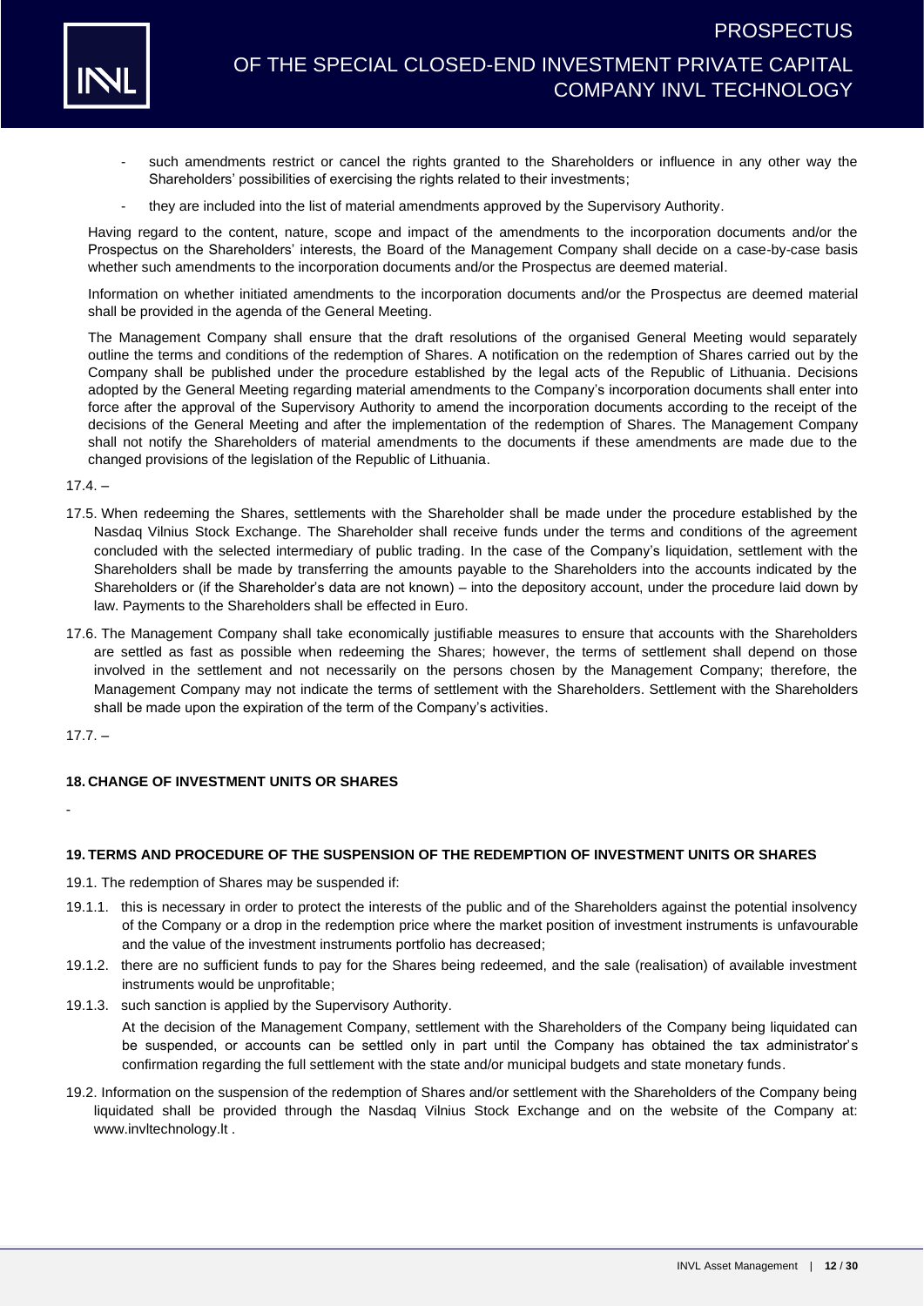- such amendments restrict or cancel the rights granted to the Shareholders or influence in any other way the Shareholders' possibilities of exercising the rights related to their investments;
- they are included into the list of material amendments approved by the Supervisory Authority.

Having regard to the content, nature, scope and impact of the amendments to the incorporation documents and/or the Prospectus on the Shareholders' interests, the Board of the Management Company shall decide on a case-by-case basis whether such amendments to the incorporation documents and/or the Prospectus are deemed material.

Information on whether initiated amendments to the incorporation documents and/or the Prospectus are deemed material shall be provided in the agenda of the General Meeting.

The Management Company shall ensure that the draft resolutions of the organised General Meeting would separately outline the terms and conditions of the redemption of Shares. A notification on the redemption of Shares carried out by the Company shall be published under the procedure established by the legal acts of the Republic of Lithuania. Decisions adopted by the General Meeting regarding material amendments to the Company's incorporation documents shall enter into force after the approval of the Supervisory Authority to amend the incorporation documents according to the receipt of the decisions of the General Meeting and after the implementation of the redemption of Shares. The Management Company shall not notify the Shareholders of material amendments to the documents if these amendments are made due to the changed provisions of the legislation of the Republic of Lithuania.

17.4. –

17.5. When redeeming the Shares, settlements with the Shareholder shall be made under the procedure established by the Nasdaq Vilnius Stock Exchange. The Shareholder shall receive funds under the terms and conditions of the agreement concluded with the selected intermediary of public trading. In the case of the Company's liquidation, settlement with the Shareholders shall be made by transferring the amounts payable to the Shareholders into the accounts indicated by the Shareholders or (if the Shareholder's data are not known) – into the depository account, under the procedure laid down by law. Payments to the Shareholders shall be effected in Euro.

17.6. The Management Company shall take economically justifiable measures to ensure that accounts with the Shareholders are settled as fast as possible when redeeming the Shares; however, the terms of settlement shall depend on those involved in the settlement and not necessarily on the persons chosen by the Management Company; therefore, the Management Company may not indicate the terms of settlement with the Shareholders. Settlement with the Shareholders shall be made upon the expiration of the term of the Company's activities.

17.7. –

## 18. CHANGE OF INVESTMENT UNITS OR SHARES

-

## 19. TERMS AND PROCEDURE OF THE SUSPENSION OF THE REDEMPTION OF INVESTMENT UNITS OR SHARES

19.1. The redemption of Shares may be suspended if:

19.1.1. this is necessary in order to protect the interests of the public and of the Shareholders against the potential insolvency of the Company or a drop in the redemption price where the market position of investment instruments is unfavourable and the value of the investment instruments portfolio has decreased;

19.1.2. there are no sufficient funds to pay for the Shares being redeemed, and the sale (realisation) of available investment instruments would be unprofitable;

19.1.3. such sanction is applied by the Supervisory Authority.

At the decision of the Management Company, settlement with the Shareholders of the Company being liquidated can be suspended, or accounts can be settled only in part until the Company has obtained the tax administrator's confirmation regarding the full settlement with the state and/or municipal budgets and state monetary funds.

19.2. Information on the suspension of the redemption of Shares and/or settlement with the Shareholders of the Company being liquidated shall be provided through the Nasdaq Vilnius Stock Exchange and on the website of the Company at: www.invltechnology.lt .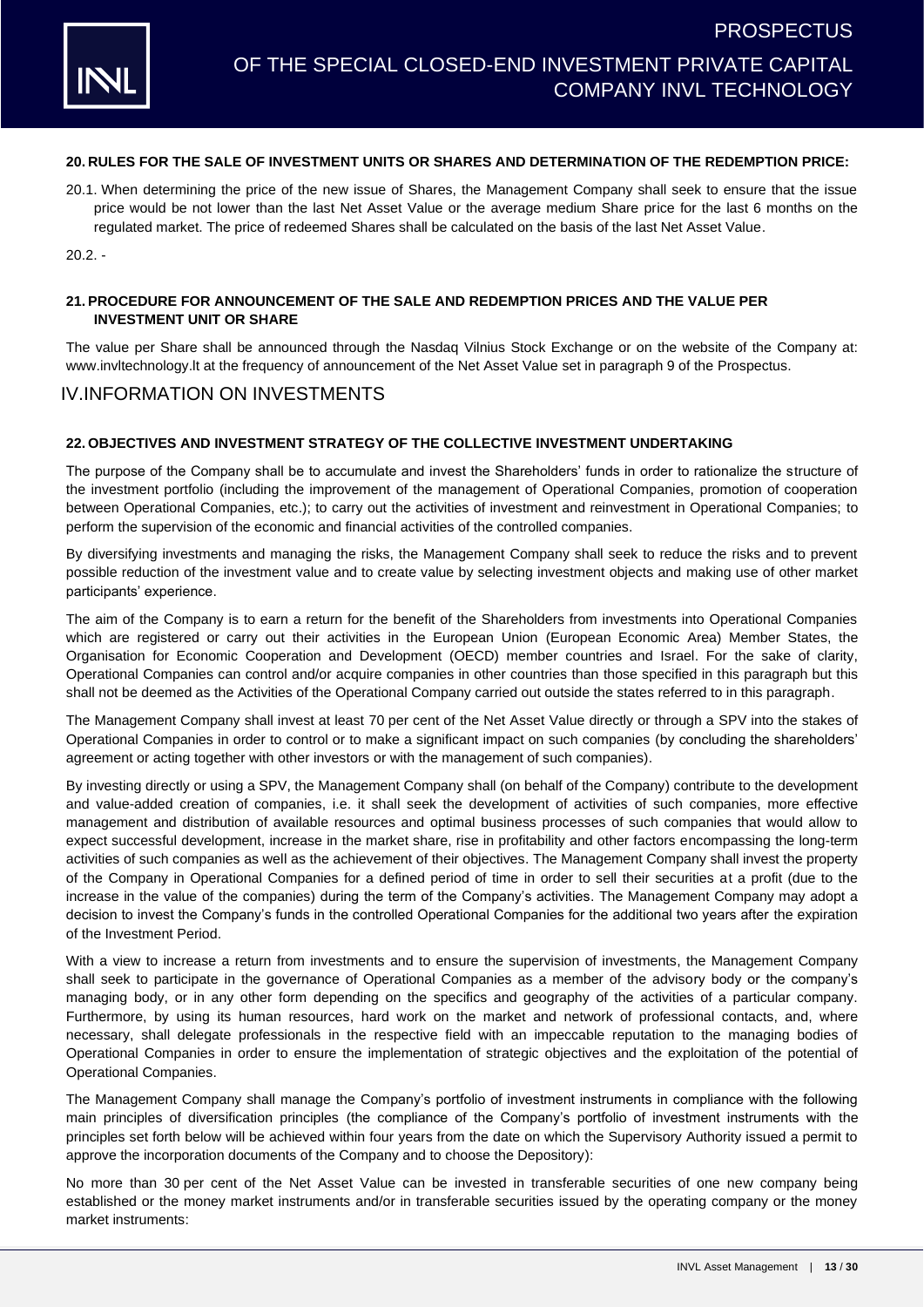### 20. RULES FOR THE SALE OF INVESTMENT UNITS OR SHARES AND DETERMINATION OF THE REDEMPTION PRICE:

20.1. When determining the price of the new issue of Shares, the Management Company shall seek to ensure that the issue price would be not lower than the last Net Asset Value or the average medium Share price for the last 6 months on the regulated market. The price of redeemed Shares shall be calculated on the basis of the last Net Asset Value.

20.2. -

### 21. PROCEDURE FOR ANNOUNCEMENT OF THE SALE AND REDEMPTION PRICES AND THE VALUE PER INVESTMENT UNIT OR SHARE

The value per Share shall be announced through the Nasdaq Vilnius Stock Exchange or on the website of the Company at: www.invltechnology.lt at the frequency of announcement of the Net Asset Value set in paragraph 9 of the Prospectus.

## IV. INFORMATION ON INVESTMENTS

### 22. OBJECTIVES AND INVESTMENT STRATEGY OF THE COLLECTIVE INVESTMENT UNDERTAKING

The purpose of the Company shall be to accumulate and invest the Shareholders' funds in order to rationalize the structure of the investment portfolio (including the improvement of the management of Operational Companies, promotion of cooperation between Operational Companies, etc.); to carry out the activities of investment and reinvestment in Operational Companies; to perform the supervision of the economic and financial activities of the controlled companies.

By diversifying investments and managing the risks, the Management Company shall seek to reduce the risks and to prevent possible reduction of the investment value and to create value by selecting investment objects and making use of other market participants' experience.

The aim of the Company is to earn a return for the benefit of the Shareholders from investments into Operational Companies which are registered or carry out their activities in the European Union (European Economic Area) Member States, the Organisation for Economic Cooperation and Development (OECD) member countries and Israel. For the sake of clarity, Operational Companies can control and/or acquire companies in other countries than those specified in this paragraph but this shall not be deemed as the Activities of the Operational Company carried out outside the states referred to in this paragraph.

The Management Company shall invest at least 70 per cent of the Net Asset Value directly or through a SPV into the stakes of Operational Companies in order to control or to make a significant impact on such companies (by concluding the shareholders' agreement or acting together with other investors or with the management of such companies).

By investing directly or using a SPV, the Management Company shall (on behalf of the Company) contribute to the development and value-added creation of companies, i.e. it shall seek the development of activities of such companies, more effective management and distribution of available resources and optimal business processes of such companies that would allow to expect successful development, increase in the market share, rise in profitability and other factors encompassing the long-term activities of such companies as well as the achievement of their objectives. The Management Company shall invest the property of the Company in Operational Companies for a defined period of time in order to sell their securities at a profit (due to the increase in the value of the companies) during the term of the Company's activities. The Management Company may adopt a decision to invest the Company's funds in the controlled Operational Companies for the additional two years after the expiration of the Investment Period.

With a view to increase a return from investments and to ensure the supervision of investments, the Management Company shall seek to participate in the governance of Operational Companies as a member of the advisory body or the company's managing body, or in any other form depending on the specifics and geography of the activities of a particular company. Furthermore, by using its human resources, hard work on the market and network of professional contacts, and, where necessary, shall delegate professionals in the respective field with an impeccable reputation to the managing bodies of Operational Companies in order to ensure the implementation of strategic objectives and the exploitation of the potential of Operational Companies.

The Management Company shall manage the Company's portfolio of investment instruments in compliance with the following main principles of diversification principles (the compliance of the Company's portfolio of investment instruments with the principles set forth below will be achieved within four years from the date on which the Supervisory Authority issued a permit to approve the incorporation documents of the Company and to choose the Depository):

No more than 30 per cent of the Net Asset Value can be invested in transferable securities of one new company being established or the money market instruments and/or in transferable securities issued by the operating company or the money market instruments: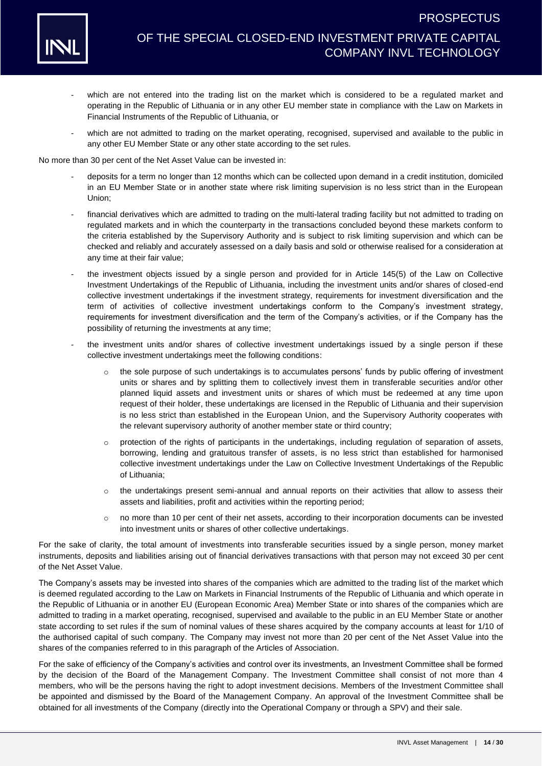- which are not entered into the trading list on the market which is considered to be a regulated market and operating in the Republic of Lithuania or in any other EU member state in compliance with the Law on Markets in Financial Instruments of the Republic of Lithuania, or
- which are not admitted to trading on the market operating, recognised, supervised and available to the public in any other EU Member State or any other state according to the set rules.

No more than 30 per cent of the Net Asset Value can be invested in:

- deposits for a term no longer than 12 months which can be collected upon demand in a credit institution, domiciled in an EU Member State or in another state where risk limiting supervision is no less strict than in the European Union;
- financial derivatives which are admitted to trading on the multi-lateral trading facility but not admitted to trading on regulated markets and in which the counterparty in the transactions concluded beyond these markets conform to the criteria established by the Supervisory Authority and is subject to risk limiting supervision and which can be checked and reliably and accurately assessed on a daily basis and sold or otherwise realised for a consideration at any time at their fair value;
- the investment objects issued by a single person and provided for in Article 145(5) of the Law on Collective Investment Undertakings of the Republic of Lithuania, including the investment units and/or shares of closed-end collective investment undertakings if the investment strategy, requirements for investment diversification and the term of activities of collective investment undertakings conform to the Company's investment strategy, requirements for investment diversification and the term of the Company's activities, or if the Company has the possibility of returning the investments at any time;
- the investment units and/or shares of collective investment undertakings issued by a single person if these collective investment undertakings meet the following conditions:
  - the sole purpose of such undertakings is to accumulates persons' funds by public offering of investment units or shares and by splitting them to collectively invest them in transferable securities and/or other planned liquid assets and investment units or shares of which must be redeemed at any time upon request of their holder, these undertakings are licensed in the Republic of Lithuania and their supervision is no less strict than established in the European Union, and the Supervisory Authority cooperates with the relevant supervisory authority of another member state or third country;
  - protection of the rights of participants in the undertakings, including regulation of separation of assets, borrowing, lending and gratuitous transfer of assets, is no less strict than established for harmonised collective investment undertakings under the Law on Collective Investment Undertakings of the Republic of Lithuania;
  - the undertakings present semi-annual and annual reports on their activities that allow to assess their assets and liabilities, profit and activities within the reporting period;
  - no more than 10 per cent of their net assets, according to their incorporation documents can be invested into investment units or shares of other collective undertakings.

For the sake of clarity, the total amount of investments into transferable securities issued by a single person, money market instruments, deposits and liabilities arising out of financial derivatives transactions with that person may not exceed 30 per cent of the Net Asset Value.

The Company's assets may be invested into shares of the companies which are admitted to the trading list of the market which is deemed regulated according to the Law on Markets in Financial Instruments of the Republic of Lithuania and which operate in the Republic of Lithuania or in another EU (European Economic Area) Member State or into shares of the companies which are admitted to trading in a market operating, recognised, supervised and available to the public in an EU Member State or another state according to set rules if the sum of nominal values of these shares acquired by the company accounts at least for 1/10 of the authorised capital of such company. The Company may invest not more than 20 per cent of the Net Asset Value into the shares of the companies referred to in this paragraph of the Articles of Association.

For the sake of efficiency of the Company's activities and control over its investments, an Investment Committee shall be formed by the decision of the Board of the Management Company. The Investment Committee shall consist of not more than 4 members, who will be the persons having the right to adopt investment decisions. Members of the Investment Committee shall be appointed and dismissed by the Board of the Management Company. An approval of the Investment Committee shall be obtained for all investments of the Company (directly into the Operational Company or through a SPV) and their sale.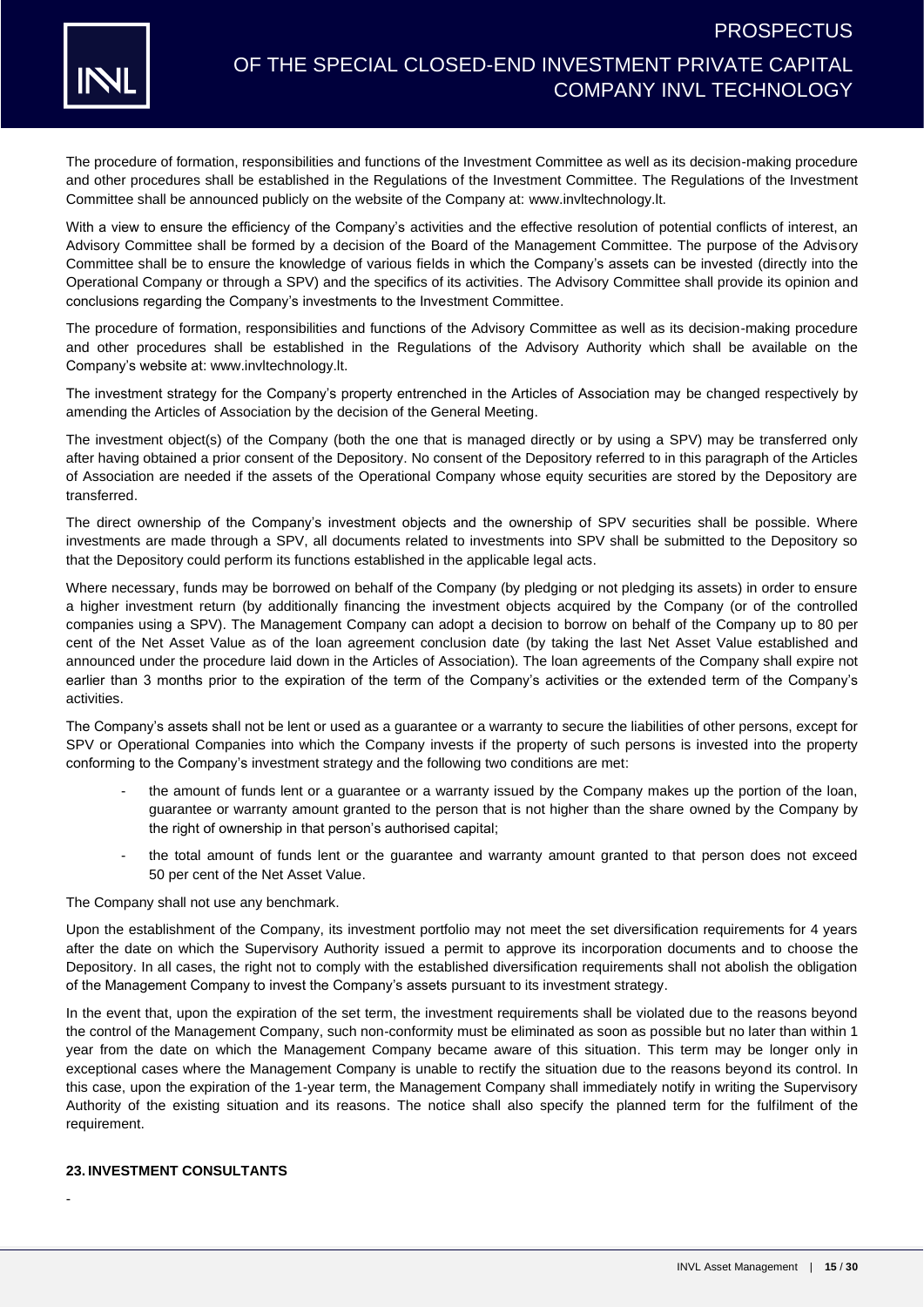The procedure of formation, responsibilities and functions of the Investment Committee as well as its decision-making procedure and other procedures shall be established in the Regulations of the Investment Committee. The Regulations of the Investment Committee shall be announced publicly on the website of the Company at: www.invltechnology.lt.

With a view to ensure the efficiency of the Company's activities and the effective resolution of potential conflicts of interest, an Advisory Committee shall be formed by a decision of the Board of the Management Committee. The purpose of the Advisory Committee shall be to ensure the knowledge of various fields in which the Company's assets can be invested (directly into the Operational Company or through a SPV) and the specifics of its activities. The Advisory Committee shall provide its opinion and conclusions regarding the Company's investments to the Investment Committee.

The procedure of formation, responsibilities and functions of the Advisory Committee as well as its decision-making procedure and other procedures shall be established in the Regulations of the Advisory Authority which shall be available on the Company's website at: www.invltechnology.lt.

The investment strategy for the Company's property entrenched in the Articles of Association may be changed respectively by amending the Articles of Association by the decision of the General Meeting.

The investment object(s) of the Company (both the one that is managed directly or by using a SPV) may be transferred only after having obtained a prior consent of the Depository. No consent of the Depository referred to in this paragraph of the Articles of Association are needed if the assets of the Operational Company whose equity securities are stored by the Depository are transferred.

The direct ownership of the Company's investment objects and the ownership of SPV securities shall be possible. Where investments are made through a SPV, all documents related to investments into SPV shall be submitted to the Depository so that the Depository could perform its functions established in the applicable legal acts.

Where necessary, funds may be borrowed on behalf of the Company (by pledging or not pledging its assets) in order to ensure a higher investment return (by additionally financing the investment objects acquired by the Company (or of the controlled companies using a SPV). The Management Company can adopt a decision to borrow on behalf of the Company up to 80 per cent of the Net Asset Value as of the loan agreement conclusion date (by taking the last Net Asset Value established and announced under the procedure laid down in the Articles of Association). The loan agreements of the Company shall expire not earlier than 3 months prior to the expiration of the term of the Company's activities or the extended term of the Company's activities.

The Company's assets shall not be lent or used as a guarantee or a warranty to secure the liabilities of other persons, except for SPV or Operational Companies into which the Company invests if the property of such persons is invested into the property conforming to the Company's investment strategy and the following two conditions are met:

- the amount of funds lent or a guarantee or a warranty issued by the Company makes up the portion of the loan, guarantee or warranty amount granted to the person that is not higher than the share owned by the Company by the right of ownership in that person's authorised capital;
- the total amount of funds lent or the guarantee and warranty amount granted to that person does not exceed 50 per cent of the Net Asset Value.

The Company shall not use any benchmark.

Upon the establishment of the Company, its investment portfolio may not meet the set diversification requirements for 4 years after the date on which the Supervisory Authority issued a permit to approve its incorporation documents and to choose the Depository. In all cases, the right not to comply with the established diversification requirements shall not abolish the obligation of the Management Company to invest the Company's assets pursuant to its investment strategy.

In the event that, upon the expiration of the set term, the investment requirements shall be violated due to the reasons beyond the control of the Management Company, such non-conformity must be eliminated as soon as possible but no later than within 1 year from the date on which the Management Company became aware of this situation. This term may be longer only in exceptional cases where the Management Company is unable to rectify the situation due to the reasons beyond its control. In this case, upon the expiration of the 1-year term, the Management Company shall immediately notify in writing the Supervisory Authority of the existing situation and its reasons. The notice shall also specify the planned term for the fulfilment of the requirement.

## 23. INVESTMENT CONSULTANTS

-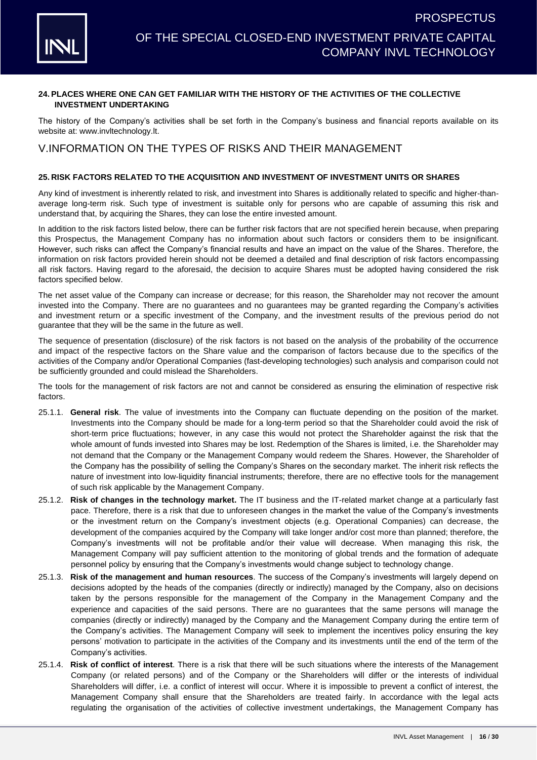### 24. PLACES WHERE ONE CAN GET FAMILIAR WITH THE HISTORY OF THE ACTIVITIES OF THE COLLECTIVE INVESTMENT UNDERTAKING

The history of the Company's activities shall be set forth in the Company's business and financial reports available on its website at: www.invltechnology.lt.

## V.INFORMATION ON THE TYPES OF RISKS AND THEIR MANAGEMENT

### 25. RISK FACTORS RELATED TO THE ACQUISITION AND INVESTMENT OF INVESTMENT UNITS OR SHARES

Any kind of investment is inherently related to risk, and investment into Shares is additionally related to specific and higher-than-average long-term risk. Such type of investment is suitable only for persons who are capable of assuming this risk and understand that, by acquiring the Shares, they can lose the entire invested amount.

In addition to the risk factors listed below, there can be further risk factors that are not specified herein because, when preparing this Prospectus, the Management Company has no information about such factors or considers them to be insignificant. However, such risks can affect the Company's financial results and have an impact on the value of the Shares. Therefore, the information on risk factors provided herein should not be deemed a detailed and final description of risk factors encompassing all risk factors. Having regard to the aforesaid, the decision to acquire Shares must be adopted having considered the risk factors specified below.

The net asset value of the Company can increase or decrease; for this reason, the Shareholder may not recover the amount invested into the Company. There are no guarantees and no guarantees may be granted regarding the Company's activities and investment return or a specific investment of the Company, and the investment results of the previous period do not guarantee that they will be the same in the future as well.

The sequence of presentation (disclosure) of the risk factors is not based on the analysis of the probability of the occurrence and impact of the respective factors on the Share value and the comparison of factors because due to the specifics of the activities of the Company and/or Operational Companies (fast-developing technologies) such analysis and comparison could not be sufficiently grounded and could mislead the Shareholders.

The tools for the management of risk factors are not and cannot be considered as ensuring the elimination of respective risk factors.

25.1.1. **General risk**. The value of investments into the Company can fluctuate depending on the position of the market. Investments into the Company should be made for a long-term period so that the Shareholder could avoid the risk of short-term price fluctuations; however, in any case this would not protect the Shareholder against the risk that the whole amount of funds invested into Shares may be lost. Redemption of the Shares is limited, i.e. the Shareholder may not demand that the Company or the Management Company would redeem the Shares. However, the Shareholder of the Company has the possibility of selling the Company's Shares on the secondary market. The inherit risk reflects the nature of investment into low-liquidity financial instruments; therefore, there are no effective tools for the management of such risk applicable by the Management Company.

25.1.2. **Risk of changes in the technology market.** The IT business and the IT-related market change at a particularly fast pace. Therefore, there is a risk that due to unforeseen changes in the market the value of the Company's investments or the investment return on the Company's investment objects (e.g. Operational Companies) can decrease, the development of the companies acquired by the Company will take longer and/or cost more than planned; therefore, the Company's investments will not be profitable and/or their value will decrease. When managing this risk, the Management Company will pay sufficient attention to the monitoring of global trends and the formation of adequate personnel policy by ensuring that the Company's investments would change subject to technology change.

25.1.3. **Risk of the management and human resources**. The success of the Company's investments will largely depend on decisions adopted by the heads of the companies (directly or indirectly) managed by the Company, also on decisions taken by the persons responsible for the management of the Company in the Management Company and the experience and capacities of the said persons. There are no guarantees that the same persons will manage the companies (directly or indirectly) managed by the Company and the Management Company during the entire term of the Company's activities. The Management Company will seek to implement the incentives policy ensuring the key persons' motivation to participate in the activities of the Company and its investments until the end of the term of the Company's activities.

25.1.4. **Risk of conflict of interest**. There is a risk that there will be such situations where the interests of the Management Company (or related persons) and of the Company or the Shareholders will differ or the interests of individual Shareholders will differ, i.e. a conflict of interest will occur. Where it is impossible to prevent a conflict of interest, the Management Company shall ensure that the Shareholders are treated fairly. In accordance with the legal acts regulating the organisation of the activities of collective investment undertakings, the Management Company has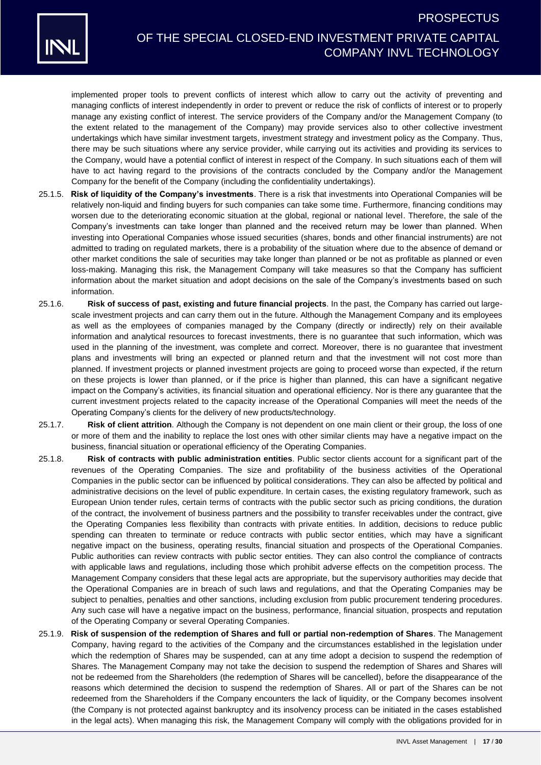implemented proper tools to prevent conflicts of interest which allow to carry out the activity of preventing and managing conflicts of interest independently in order to prevent or reduce the risk of conflicts of interest or to properly manage any existing conflict of interest. The service providers of the Company and/or the Management Company (to the extent related to the management of the Company) may provide services also to other collective investment undertakings which have similar investment targets, investment strategy and investment policy as the Company. Thus, there may be such situations where any service provider, while carrying out its activities and providing its services to the Company, would have a potential conflict of interest in respect of the Company. In such situations each of them will have to act having regard to the provisions of the contracts concluded by the Company and/or the Management Company for the benefit of the Company (including the confidentiality undertakings).

25.1.5. **Risk of liquidity of the Company's investments**. There is a risk that investments into Operational Companies will be relatively non-liquid and finding buyers for such companies can take some time. Furthermore, financing conditions may worsen due to the deteriorating economic situation at the global, regional or national level. Therefore, the sale of the Company's investments can take longer than planned and the received return may be lower than planned. When investing into Operational Companies whose issued securities (shares, bonds and other financial instruments) are not admitted to trading on regulated markets, there is a probability of the situation where due to the absence of demand or other market conditions the sale of securities may take longer than planned or be not as profitable as planned or even loss-making. Managing this risk, the Management Company will take measures so that the Company has sufficient information about the market situation and adopt decisions on the sale of the Company's investments based on such information.

25.1.6. **Risk of success of past, existing and future financial projects**. In the past, the Company has carried out large-scale investment projects and can carry them out in the future. Although the Management Company and its employees as well as the employees of companies managed by the Company (directly or indirectly) rely on their available information and analytical resources to forecast investments, there is no guarantee that such information, which was used in the planning of the investment, was complete and correct. Moreover, there is no guarantee that investment plans and investments will bring an expected or planned return and that the investment will not cost more than planned. If investment projects or planned investment projects are going to proceed worse than expected, if the return on these projects is lower than planned, or if the price is higher than planned, this can have a significant negative impact on the Company's activities, its financial situation and operational efficiency. Nor is there any guarantee that the current investment projects related to the capacity increase of the Operational Companies will meet the needs of the Operating Company's clients for the delivery of new products/technology.

25.1.7. **Risk of client attrition**. Although the Company is not dependent on one main client or their group, the loss of one or more of them and the inability to replace the lost ones with other similar clients may have a negative impact on the business, financial situation or operational efficiency of the Operating Companies.

25.1.8. **Risk of contracts with public administration entities**. Public sector clients account for a significant part of the revenues of the Operating Companies. The size and profitability of the business activities of the Operational Companies in the public sector can be influenced by political considerations. They can also be affected by political and administrative decisions on the level of public expenditure. In certain cases, the existing regulatory framework, such as European Union tender rules, certain terms of contracts with the public sector such as pricing conditions, the duration of the contract, the involvement of business partners and the possibility to transfer receivables under the contract, give the Operating Companies less flexibility than contracts with private entities. In addition, decisions to reduce public spending can threaten to terminate or reduce contracts with public sector entities, which may have a significant negative impact on the business, operating results, financial situation and prospects of the Operational Companies. Public authorities can review contracts with public sector entities. They can also control the compliance of contracts with applicable laws and regulations, including those which prohibit adverse effects on the competition process. The Management Company considers that these legal acts are appropriate, but the supervisory authorities may decide that the Operational Companies are in breach of such laws and regulations, and that the Operating Companies may be subject to penalties, penalties and other sanctions, including exclusion from public procurement tendering procedures. Any such case will have a negative impact on the business, performance, financial situation, prospects and reputation of the Operating Company or several Operating Companies.

25.1.9. **Risk of suspension of the redemption of Shares and full or partial non-redemption of Shares**. The Management Company, having regard to the activities of the Company and the circumstances established in the legislation under which the redemption of Shares may be suspended, can at any time adopt a decision to suspend the redemption of Shares. The Management Company may not take the decision to suspend the redemption of Shares and Shares will not be redeemed from the Shareholders (the redemption of Shares will be cancelled), before the disappearance of the reasons which determined the decision to suspend the redemption of Shares. All or part of the Shares can be not redeemed from the Shareholders if the Company encounters the lack of liquidity, or the Company becomes insolvent (the Company is not protected against bankruptcy and its insolvency process can be initiated in the cases established in the legal acts). When managing this risk, the Management Company will comply with the obligations provided for in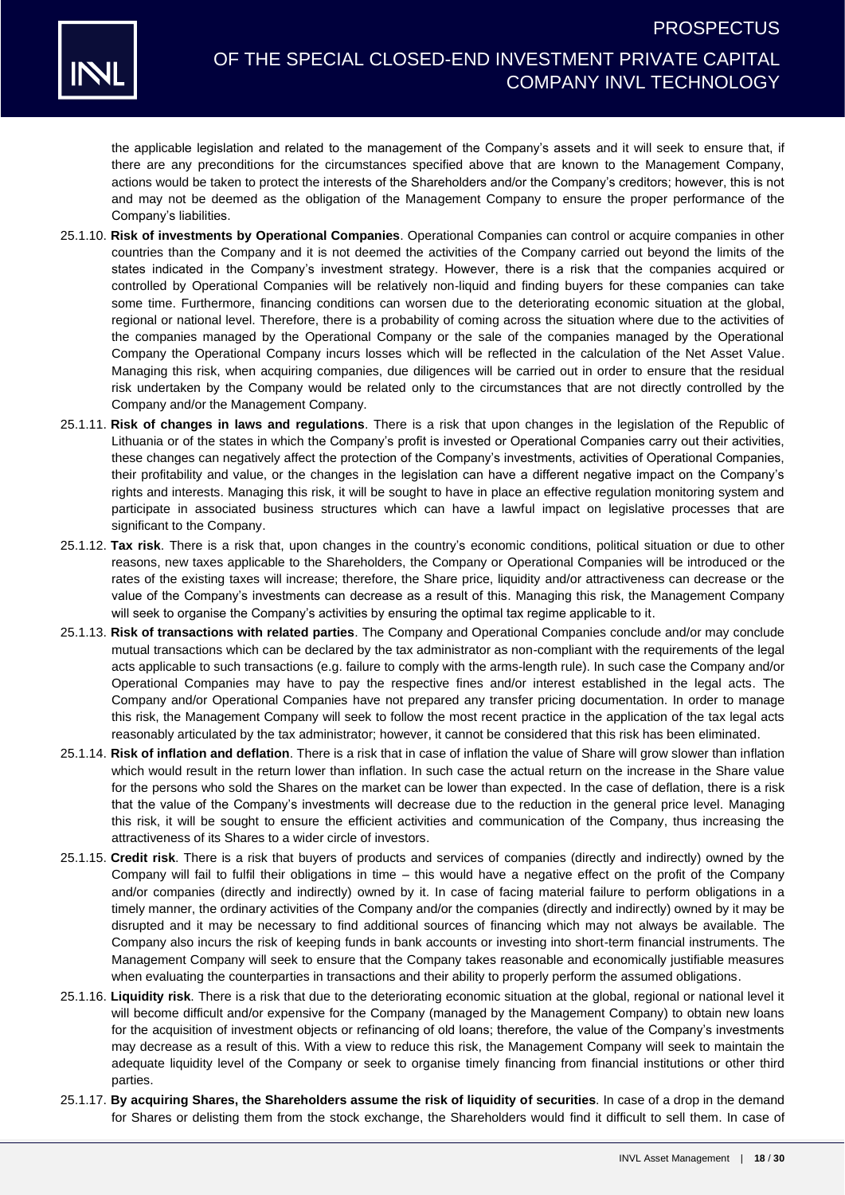the applicable legislation and related to the management of the Company's assets and it will seek to ensure that, if there are any preconditions for the circumstances specified above that are known to the Management Company, actions would be taken to protect the interests of the Shareholders and/or the Company's creditors; however, this is not and may not be deemed as the obligation of the Management Company to ensure the proper performance of the Company's liabilities.

25.1.10. **Risk of investments by Operational Companies**. Operational Companies can control or acquire companies in other countries than the Company and it is not deemed the activities of the Company carried out beyond the limits of the states indicated in the Company's investment strategy. However, there is a risk that the companies acquired or controlled by Operational Companies will be relatively non-liquid and finding buyers for these companies can take some time. Furthermore, financing conditions can worsen due to the deteriorating economic situation at the global, regional or national level. Therefore, there is a probability of coming across the situation where due to the activities of the companies managed by the Operational Company or the sale of the companies managed by the Operational Company the Operational Company incurs losses which will be reflected in the calculation of the Net Asset Value. Managing this risk, when acquiring companies, due diligences will be carried out in order to ensure that the residual risk undertaken by the Company would be related only to the circumstances that are not directly controlled by the Company and/or the Management Company.

25.1.11. **Risk of changes in laws and regulations**. There is a risk that upon changes in the legislation of the Republic of Lithuania or of the states in which the Company's profit is invested or Operational Companies carry out their activities, these changes can negatively affect the protection of the Company's investments, activities of Operational Companies, their profitability and value, or the changes in the legislation can have a different negative impact on the Company's rights and interests. Managing this risk, it will be sought to have in place an effective regulation monitoring system and participate in associated business structures which can have a lawful impact on legislative processes that are significant to the Company.

25.1.12. **Tax risk**. There is a risk that, upon changes in the country's economic conditions, political situation or due to other reasons, new taxes applicable to the Shareholders, the Company or Operational Companies will be introduced or the rates of the existing taxes will increase; therefore, the Share price, liquidity and/or attractiveness can decrease or the value of the Company's investments can decrease as a result of this. Managing this risk, the Management Company will seek to organise the Company's activities by ensuring the optimal tax regime applicable to it.

25.1.13. **Risk of transactions with related parties**. The Company and Operational Companies conclude and/or may conclude mutual transactions which can be declared by the tax administrator as non-compliant with the requirements of the legal acts applicable to such transactions (e.g. failure to comply with the arms-length rule). In such case the Company and/or Operational Companies may have to pay the respective fines and/or interest established in the legal acts. The Company and/or Operational Companies have not prepared any transfer pricing documentation. In order to manage this risk, the Management Company will seek to follow the most recent practice in the application of the tax legal acts reasonably articulated by the tax administrator; however, it cannot be considered that this risk has been eliminated.

25.1.14. **Risk of inflation and deflation**. There is a risk that in case of inflation the value of Share will grow slower than inflation which would result in the return lower than inflation. In such case the actual return on the increase in the Share value for the persons who sold the Shares on the market can be lower than expected. In the case of deflation, there is a risk that the value of the Company's investments will decrease due to the reduction in the general price level. Managing this risk, it will be sought to ensure the efficient activities and communication of the Company, thus increasing the attractiveness of its Shares to a wider circle of investors.

25.1.15. **Credit risk**. There is a risk that buyers of products and services of companies (directly and indirectly) owned by the Company will fail to fulfil their obligations in time – this would have a negative effect on the profit of the Company and/or companies (directly and indirectly) owned by it. In case of facing material failure to perform obligations in a timely manner, the ordinary activities of the Company and/or the companies (directly and indirectly) owned by it may be disrupted and it may be necessary to find additional sources of financing which may not always be available. The Company also incurs the risk of keeping funds in bank accounts or investing into short-term financial instruments. The Management Company will seek to ensure that the Company takes reasonable and economically justifiable measures when evaluating the counterparties in transactions and their ability to properly perform the assumed obligations.

25.1.16. **Liquidity risk**. There is a risk that due to the deteriorating economic situation at the global, regional or national level it will become difficult and/or expensive for the Company (managed by the Management Company) to obtain new loans for the acquisition of investment objects or refinancing of old loans; therefore, the value of the Company's investments may decrease as a result of this. With a view to reduce this risk, the Management Company will seek to maintain the adequate liquidity level of the Company or seek to organise timely financing from financial institutions or other third parties.

25.1.17. **By acquiring Shares, the Shareholders assume the risk of liquidity of securities**. In case of a drop in the demand for Shares or delisting them from the stock exchange, the Shareholders would find it difficult to sell them. In case of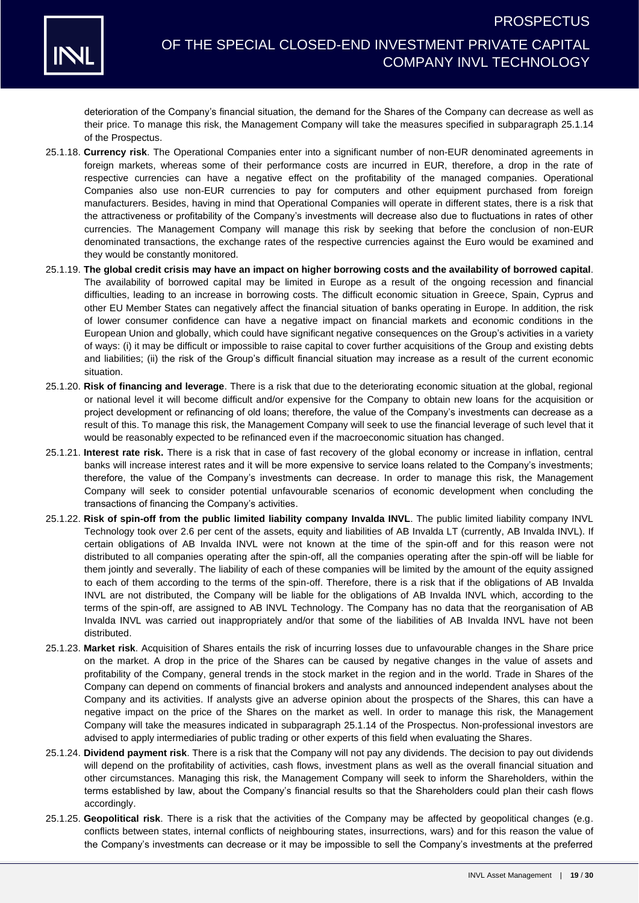deterioration of the Company's financial situation, the demand for the Shares of the Company can decrease as well as their price. To manage this risk, the Management Company will take the measures specified in subparagraph 25.1.14 of the Prospectus.

25.1.18. **Currency risk**. The Operational Companies enter into a significant number of non-EUR denominated agreements in foreign markets, whereas some of their performance costs are incurred in EUR, therefore, a drop in the rate of respective currencies can have a negative effect on the profitability of the managed companies. Operational Companies also use non-EUR currencies to pay for computers and other equipment purchased from foreign manufacturers. Besides, having in mind that Operational Companies will operate in different states, there is a risk that the attractiveness or profitability of the Company's investments will decrease also due to fluctuations in rates of other currencies. The Management Company will manage this risk by seeking that before the conclusion of non-EUR denominated transactions, the exchange rates of the respective currencies against the Euro would be examined and they would be constantly monitored.

25.1.19. **The global credit crisis may have an impact on higher borrowing costs and the availability of borrowed capital**. The availability of borrowed capital may be limited in Europe as a result of the ongoing recession and financial difficulties, leading to an increase in borrowing costs. The difficult economic situation in Greece, Spain, Cyprus and other EU Member States can negatively affect the financial situation of banks operating in Europe. In addition, the risk of lower consumer confidence can have a negative impact on financial markets and economic conditions in the European Union and globally, which could have significant negative consequences on the Group's activities in a variety of ways: (i) it may be difficult or impossible to raise capital to cover further acquisitions of the Group and existing debts and liabilities; (ii) the risk of the Group's difficult financial situation may increase as a result of the current economic situation.

25.1.20. **Risk of financing and leverage**. There is a risk that due to the deteriorating economic situation at the global, regional or national level it will become difficult and/or expensive for the Company to obtain new loans for the acquisition or project development or refinancing of old loans; therefore, the value of the Company's investments can decrease as a result of this. To manage this risk, the Management Company will seek to use the financial leverage of such level that it would be reasonably expected to be refinanced even if the macroeconomic situation has changed.

25.1.21. **Interest rate risk.** There is a risk that in case of fast recovery of the global economy or increase in inflation, central banks will increase interest rates and it will be more expensive to service loans related to the Company's investments; therefore, the value of the Company's investments can decrease. In order to manage this risk, the Management Company will seek to consider potential unfavourable scenarios of economic development when concluding the transactions of financing the Company's activities.

25.1.22. **Risk of spin-off from the public limited liability company Invalda INVL**. The public limited liability company INVL Technology took over 2.6 per cent of the assets, equity and liabilities of AB Invalda LT (currently, AB Invalda INVL). If certain obligations of AB Invalda INVL were not known at the time of the spin-off and for this reason were not distributed to all companies operating after the spin-off, all the companies operating after the spin-off will be liable for them jointly and severally. The liability of each of these companies will be limited by the amount of the equity assigned to each of them according to the terms of the spin-off. Therefore, there is a risk that if the obligations of AB Invalda INVL are not distributed, the Company will be liable for the obligations of AB Invalda INVL which, according to the terms of the spin-off, are assigned to AB INVL Technology. The Company has no data that the reorganisation of AB Invalda INVL was carried out inappropriately and/or that some of the liabilities of AB Invalda INVL have not been distributed.

25.1.23. **Market risk**. Acquisition of Shares entails the risk of incurring losses due to unfavourable changes in the Share price on the market. A drop in the price of the Shares can be caused by negative changes in the value of assets and profitability of the Company, general trends in the stock market in the region and in the world. Trade in Shares of the Company can depend on comments of financial brokers and analysts and announced independent analyses about the Company and its activities. If analysts give an adverse opinion about the prospects of the Shares, this can have a negative impact on the price of the Shares on the market as well. In order to manage this risk, the Management Company will take the measures indicated in subparagraph 25.1.14 of the Prospectus. Non-professional investors are advised to apply intermediaries of public trading or other experts of this field when evaluating the Shares.

25.1.24. **Dividend payment risk**. There is a risk that the Company will not pay any dividends. The decision to pay out dividends will depend on the profitability of activities, cash flows, investment plans as well as the overall financial situation and other circumstances. Managing this risk, the Management Company will seek to inform the Shareholders, within the terms established by law, about the Company's financial results so that the Shareholders could plan their cash flows accordingly.

25.1.25. **Geopolitical risk**. There is a risk that the activities of the Company may be affected by geopolitical changes (e.g. conflicts between states, internal conflicts of neighbouring states, insurrections, wars) and for this reason the value of the Company's investments can decrease or it may be impossible to sell the Company's investments at the preferred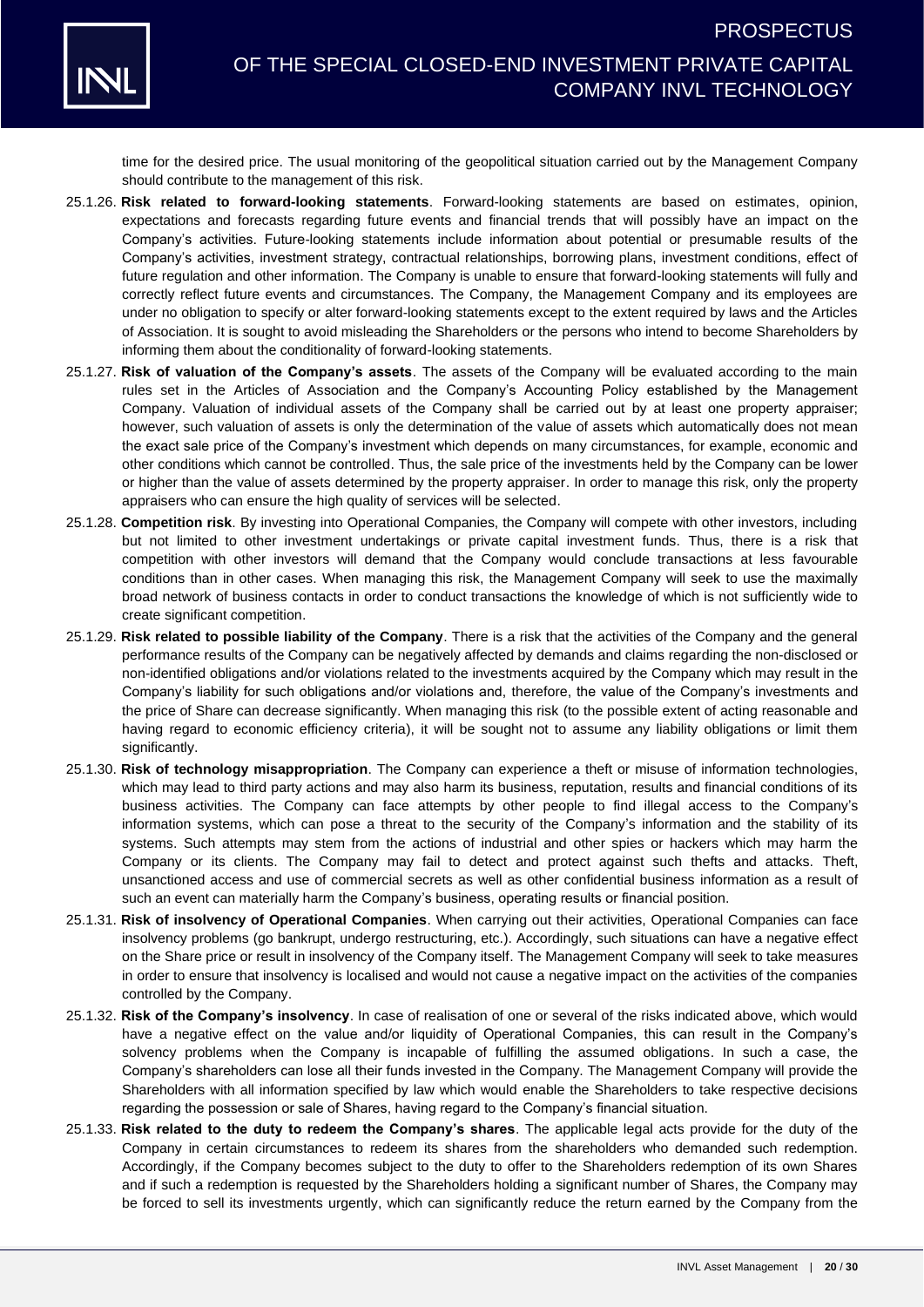time for the desired price. The usual monitoring of the geopolitical situation carried out by the Management Company should contribute to the management of this risk.

25.1.26. **Risk related to forward-looking statements**. Forward-looking statements are based on estimates, opinion, expectations and forecasts regarding future events and financial trends that will possibly have an impact on the Company's activities. Future-looking statements include information about potential or presumable results of the Company's activities, investment strategy, contractual relationships, borrowing plans, investment conditions, effect of future regulation and other information. The Company is unable to ensure that forward-looking statements will fully and correctly reflect future events and circumstances. The Company, the Management Company and its employees are under no obligation to specify or alter forward-looking statements except to the extent required by laws and the Articles of Association. It is sought to avoid misleading the Shareholders or the persons who intend to become Shareholders by informing them about the conditionality of forward-looking statements.

25.1.27. **Risk of valuation of the Company's assets**. The assets of the Company will be evaluated according to the main rules set in the Articles of Association and the Company's Accounting Policy established by the Management Company. Valuation of individual assets of the Company shall be carried out by at least one property appraiser; however, such valuation of assets is only the determination of the value of assets which automatically does not mean the exact sale price of the Company's investment which depends on many circumstances, for example, economic and other conditions which cannot be controlled. Thus, the sale price of the investments held by the Company can be lower or higher than the value of assets determined by the property appraiser. In order to manage this risk, only the property appraisers who can ensure the high quality of services will be selected.

25.1.28. **Competition risk**. By investing into Operational Companies, the Company will compete with other investors, including but not limited to other investment undertakings or private capital investment funds. Thus, there is a risk that competition with other investors will demand that the Company would conclude transactions at less favourable conditions than in other cases. When managing this risk, the Management Company will seek to use the maximally broad network of business contacts in order to conduct transactions the knowledge of which is not sufficiently wide to create significant competition.

25.1.29. **Risk related to possible liability of the Company**. There is a risk that the activities of the Company and the general performance results of the Company can be negatively affected by demands and claims regarding the non-disclosed or non-identified obligations and/or violations related to the investments acquired by the Company which may result in the Company's liability for such obligations and/or violations and, therefore, the value of the Company's investments and the price of Share can decrease significantly. When managing this risk (to the possible extent of acting reasonable and having regard to economic efficiency criteria), it will be sought not to assume any liability obligations or limit them significantly.

25.1.30. **Risk of technology misappropriation**. The Company can experience a theft or misuse of information technologies, which may lead to third party actions and may also harm its business, reputation, results and financial conditions of its business activities. The Company can face attempts by other people to find illegal access to the Company's information systems, which can pose a threat to the security of the Company's information and the stability of its systems. Such attempts may stem from the actions of industrial and other spies or hackers which may harm the Company or its clients. The Company may fail to detect and protect against such thefts and attacks. Theft, unsanctioned access and use of commercial secrets as well as other confidential business information as a result of such an event can materially harm the Company's business, operating results or financial position.

25.1.31. **Risk of insolvency of Operational Companies**. When carrying out their activities, Operational Companies can face insolvency problems (go bankrupt, undergo restructuring, etc.). Accordingly, such situations can have a negative effect on the Share price or result in insolvency of the Company itself. The Management Company will seek to take measures in order to ensure that insolvency is localised and would not cause a negative impact on the activities of the companies controlled by the Company.

25.1.32. **Risk of the Company's insolvency**. In case of realisation of one or several of the risks indicated above, which would have a negative effect on the value and/or liquidity of Operational Companies, this can result in the Company's solvency problems when the Company is incapable of fulfilling the assumed obligations. In such a case, the Company's shareholders can lose all their funds invested in the Company. The Management Company will provide the Shareholders with all information specified by law which would enable the Shareholders to take respective decisions regarding the possession or sale of Shares, having regard to the Company's financial situation.

25.1.33. **Risk related to the duty to redeem the Company's shares**. The applicable legal acts provide for the duty of the Company in certain circumstances to redeem its shares from the shareholders who demanded such redemption. Accordingly, if the Company becomes subject to the duty to offer to the Shareholders redemption of its own Shares and if such a redemption is requested by the Shareholders holding a significant number of Shares, the Company may be forced to sell its investments urgently, which can significantly reduce the return earned by the Company from the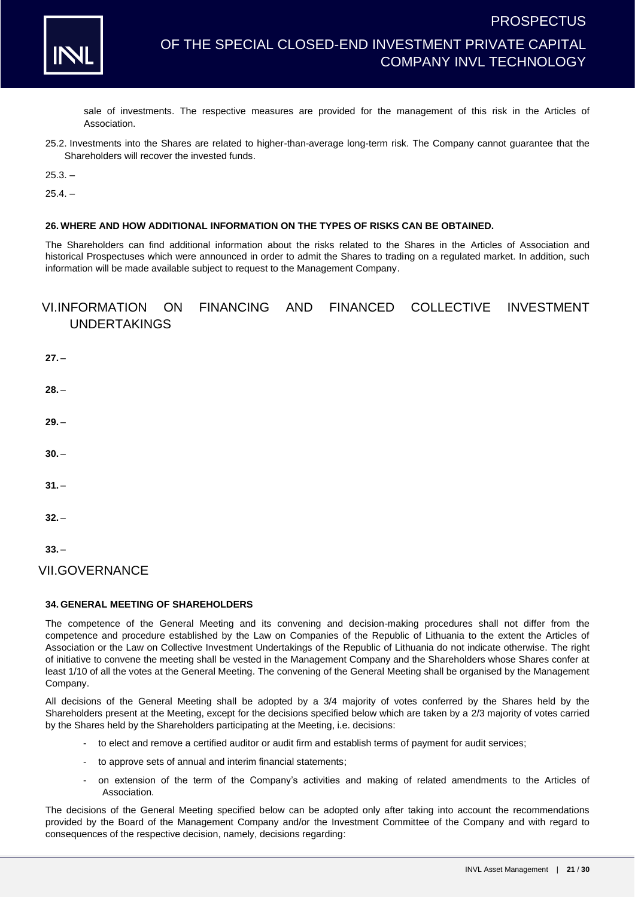sale of investments. The respective measures are provided for the management of this risk in the Articles of Association.

25.2. Investments into the Shares are related to higher-than-average long-term risk. The Company cannot guarantee that the Shareholders will recover the invested funds.

25.3. –

25.4. –

### 26. WHERE AND HOW ADDITIONAL INFORMATION ON THE TYPES OF RISKS CAN BE OBTAINED.

The Shareholders can find additional information about the risks related to the Shares in the Articles of Association and historical Prospectuses which were announced in order to admit the Shares to trading on a regulated market. In addition, such information will be made available subject to request to the Management Company.

## VI. INFORMATION ON FINANCING AND FINANCED COLLECTIVE INVESTMENT UNDERTAKINGS

**27.** –

**28.** –

**29.** –

**30.** –

**31.** –

**32.** –

**33.** –

## VII. GOVERNANCE

### 34. GENERAL MEETING OF SHAREHOLDERS

The competence of the General Meeting and its convening and decision-making procedures shall not differ from the competence and procedure established by the Law on Companies of the Republic of Lithuania to the extent the Articles of Association or the Law on Collective Investment Undertakings of the Republic of Lithuania do not indicate otherwise. The right of initiative to convene the meeting shall be vested in the Management Company and the Shareholders whose Shares confer at least 1/10 of all the votes at the General Meeting. The convening of the General Meeting shall be organised by the Management Company.

All decisions of the General Meeting shall be adopted by a 3/4 majority of votes conferred by the Shares held by the Shareholders present at the Meeting, except for the decisions specified below which are taken by a 2/3 majority of votes carried by the Shares held by the Shareholders participating at the Meeting, i.e. decisions:

- to elect and remove a certified auditor or audit firm and establish terms of payment for audit services;
- to approve sets of annual and interim financial statements;
- on extension of the term of the Company's activities and making of related amendments to the Articles of Association.

The decisions of the General Meeting specified below can be adopted only after taking into account the recommendations provided by the Board of the Management Company and/or the Investment Committee of the Company and with regard to consequences of the respective decision, namely, decisions regarding: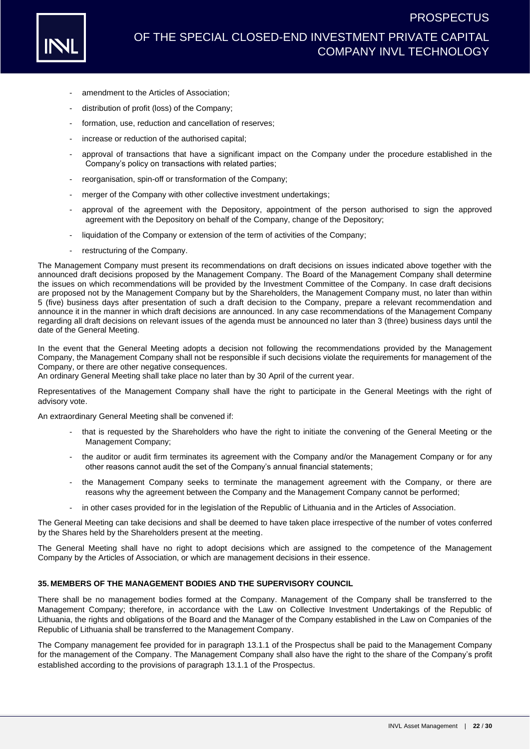- amendment to the Articles of Association;
- distribution of profit (loss) of the Company;
- formation, use, reduction and cancellation of reserves;
- increase or reduction of the authorised capital;
- approval of transactions that have a significant impact on the Company under the procedure established in the Company's policy on transactions with related parties;
- reorganisation, spin-off or transformation of the Company;
- merger of the Company with other collective investment undertakings;
- approval of the agreement with the Depository, appointment of the person authorised to sign the approved agreement with the Depository on behalf of the Company, change of the Depository;
- liquidation of the Company or extension of the term of activities of the Company;
- restructuring of the Company.

The Management Company must present its recommendations on draft decisions on issues indicated above together with the announced draft decisions proposed by the Management Company. The Board of the Management Company shall determine the issues on which recommendations will be provided by the Investment Committee of the Company. In case draft decisions are proposed not by the Management Company but by the Shareholders, the Management Company must, no later than within 5 (five) business days after presentation of such a draft decision to the Company, prepare a relevant recommendation and announce it in the manner in which draft decisions are announced. In any case recommendations of the Management Company regarding all draft decisions on relevant issues of the agenda must be announced no later than 3 (three) business days until the date of the General Meeting.

In the event that the General Meeting adopts a decision not following the recommendations provided by the Management Company, the Management Company shall not be responsible if such decisions violate the requirements for management of the Company, or there are other negative consequences.
An ordinary General Meeting shall take place no later than by 30 April of the current year.

Representatives of the Management Company shall have the right to participate in the General Meetings with the right of advisory vote.

An extraordinary General Meeting shall be convened if:

- that is requested by the Shareholders who have the right to initiate the convening of the General Meeting or the Management Company;
- the auditor or audit firm terminates its agreement with the Company and/or the Management Company or for any other reasons cannot audit the set of the Company's annual financial statements;
- the Management Company seeks to terminate the management agreement with the Company, or there are reasons why the agreement between the Company and the Management Company cannot be performed;
- in other cases provided for in the legislation of the Republic of Lithuania and in the Articles of Association.

The General Meeting can take decisions and shall be deemed to have taken place irrespective of the number of votes conferred by the Shares held by the Shareholders present at the meeting.

The General Meeting shall have no right to adopt decisions which are assigned to the competence of the Management Company by the Articles of Association, or which are management decisions in their essence.

### 35. MEMBERS OF THE MANAGEMENT BODIES AND THE SUPERVISORY COUNCIL

There shall be no management bodies formed at the Company. Management of the Company shall be transferred to the Management Company; therefore, in accordance with the Law on Collective Investment Undertakings of the Republic of Lithuania, the rights and obligations of the Board and the Manager of the Company established in the Law on Companies of the Republic of Lithuania shall be transferred to the Management Company.

The Company management fee provided for in paragraph 13.1.1 of the Prospectus shall be paid to the Management Company for the management of the Company. The Management Company shall also have the right to the share of the Company's profit established according to the provisions of paragraph 13.1.1 of the Prospectus.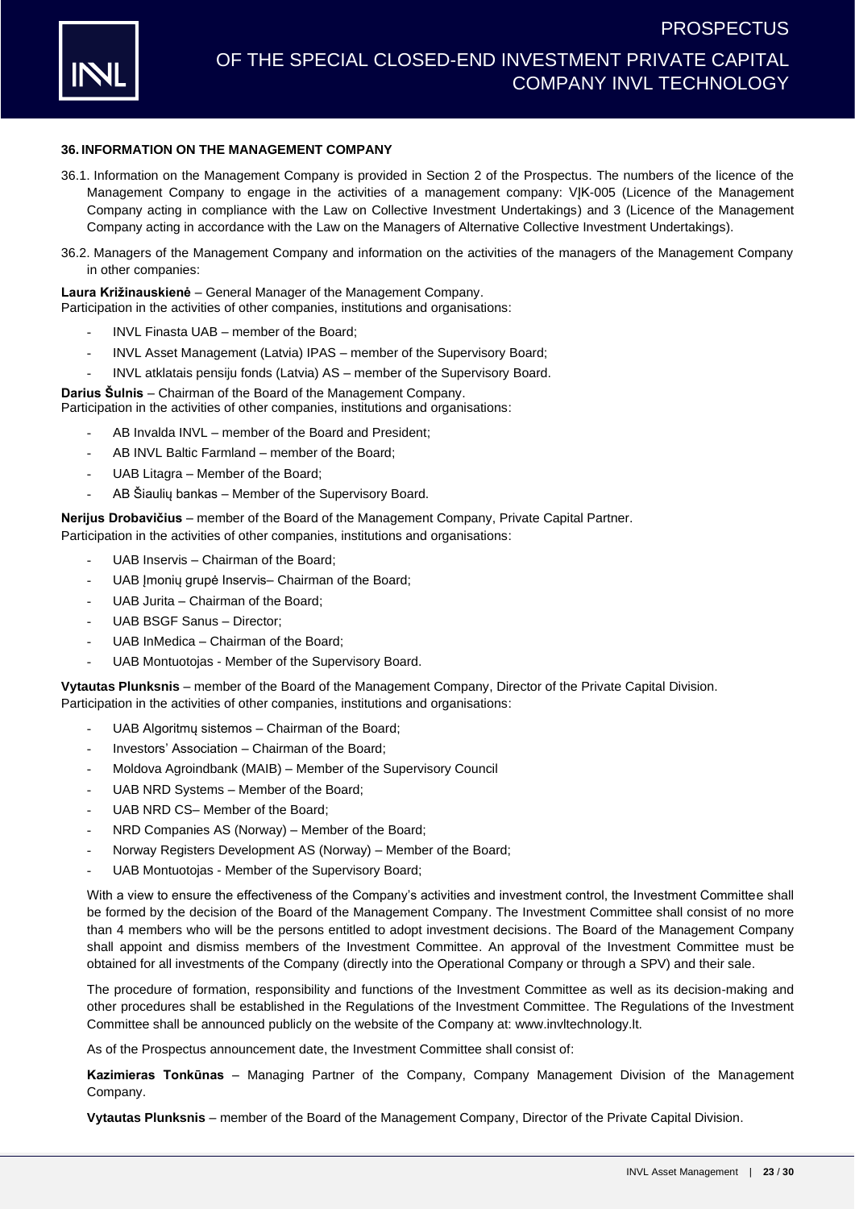## 36. INFORMATION ON THE MANAGEMENT COMPANY

36.1. Information on the Management Company is provided in Section 2 of the Prospectus. The numbers of the licence of the Management Company to engage in the activities of a management company: VĮK-005 (Licence of the Management Company acting in compliance with the Law on Collective Investment Undertakings) and 3 (Licence of the Management Company acting in accordance with the Law on the Managers of Alternative Collective Investment Undertakings).

36.2. Managers of the Management Company and information on the activities of the managers of the Management Company in other companies:

**Laura Križinauskienė** – General Manager of the Management Company.
Participation in the activities of other companies, institutions and organisations:

- INVL Finasta UAB – member of the Board;
- INVL Asset Management (Latvia) IPAS – member of the Supervisory Board;
- INVL atklatais pensiju fonds (Latvia) AS – member of the Supervisory Board.

**Darius Šulnis** – Chairman of the Board of the Management Company.
Participation in the activities of other companies, institutions and organisations:

- AB Invalda INVL – member of the Board and President;
- AB INVL Baltic Farmland – member of the Board;
- UAB Litagra – Member of the Board;
- AB Šiaulių bankas – Member of the Supervisory Board.

**Nerijus Drobavičius** – member of the Board of the Management Company, Private Capital Partner.
Participation in the activities of other companies, institutions and organisations:

- UAB Inservis – Chairman of the Board;
- UAB Įmonių grupė Inservis– Chairman of the Board;
- UAB Jurita – Chairman of the Board;
- UAB BSGF Sanus – Director;
- UAB InMedica – Chairman of the Board;
- UAB Montuotojas - Member of the Supervisory Board.

**Vytautas Plunksnis** – member of the Board of the Management Company, Director of the Private Capital Division.
Participation in the activities of other companies, institutions and organisations:

- UAB Algoritmų sistemos – Chairman of the Board;
- Investors' Association – Chairman of the Board;
- Moldova Agroindbank (MAIB) – Member of the Supervisory Council
- UAB NRD Systems – Member of the Board;
- UAB NRD CS– Member of the Board;
- NRD Companies AS (Norway) – Member of the Board;
- Norway Registers Development AS (Norway) – Member of the Board;
- UAB Montuotojas - Member of the Supervisory Board;

With a view to ensure the effectiveness of the Company's activities and investment control, the Investment Committee shall be formed by the decision of the Board of the Management Company. The Investment Committee shall consist of no more than 4 members who will be the persons entitled to adopt investment decisions. The Board of the Management Company shall appoint and dismiss members of the Investment Committee. An approval of the Investment Committee must be obtained for all investments of the Company (directly into the Operational Company or through a SPV) and their sale.

The procedure of formation, responsibility and functions of the Investment Committee as well as its decision-making and other procedures shall be established in the Regulations of the Investment Committee. The Regulations of the Investment Committee shall be announced publicly on the website of the Company at: www.invltechnology.lt.

As of the Prospectus announcement date, the Investment Committee shall consist of:

**Kazimieras Tonkūnas** – Managing Partner of the Company, Company Management Division of the Management Company.

**Vytautas Plunksnis** – member of the Board of the Management Company, Director of the Private Capital Division.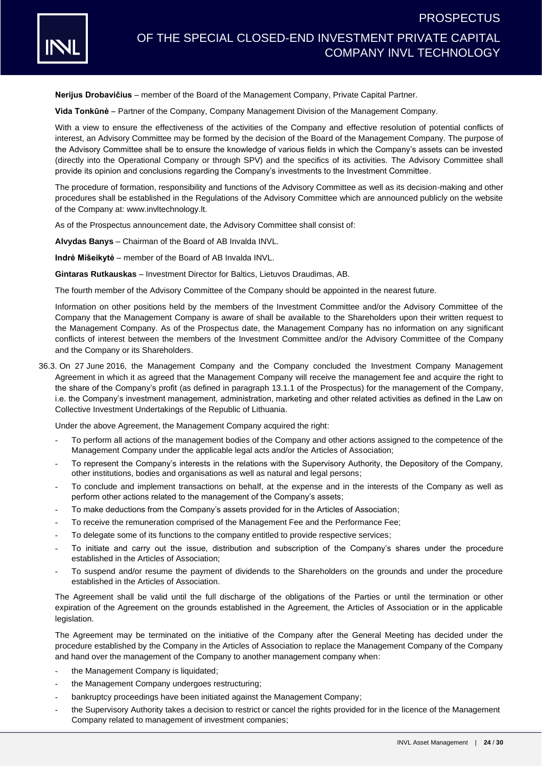**Nerijus Drobavičius** – member of the Board of the Management Company, Private Capital Partner.

**Vida Tonkūnė** – Partner of the Company, Company Management Division of the Management Company.

With a view to ensure the effectiveness of the activities of the Company and effective resolution of potential conflicts of interest, an Advisory Committee may be formed by the decision of the Board of the Management Company. The purpose of the Advisory Committee shall be to ensure the knowledge of various fields in which the Company's assets can be invested (directly into the Operational Company or through SPV) and the specifics of its activities. The Advisory Committee shall provide its opinion and conclusions regarding the Company's investments to the Investment Committee.

The procedure of formation, responsibility and functions of the Advisory Committee as well as its decision-making and other procedures shall be established in the Regulations of the Advisory Committee which are announced publicly on the website of the Company at: www.invltechnology.lt.

As of the Prospectus announcement date, the Advisory Committee shall consist of:

**Alvydas Banys** – Chairman of the Board of AB Invalda INVL.

**Indrė Mišeikytė** – member of the Board of AB Invalda INVL.

**Gintaras Rutkauskas** – Investment Director for Baltics, Lietuvos Draudimas, AB.

The fourth member of the Advisory Committee of the Company should be appointed in the nearest future.

Information on other positions held by the members of the Investment Committee and/or the Advisory Committee of the Company that the Management Company is aware of shall be available to the Shareholders upon their written request to the Management Company. As of the Prospectus date, the Management Company has no information on any significant conflicts of interest between the members of the Investment Committee and/or the Advisory Committee of the Company and the Company or its Shareholders.

36.3. On 27 June 2016, the Management Company and the Company concluded the Investment Company Management Agreement in which it as agreed that the Management Company will receive the management fee and acquire the right to the share of the Company's profit (as defined in paragraph 13.1.1 of the Prospectus) for the management of the Company, i.e. the Company's investment management, administration, marketing and other related activities as defined in the Law on Collective Investment Undertakings of the Republic of Lithuania.

Under the above Agreement, the Management Company acquired the right:

- To perform all actions of the management bodies of the Company and other actions assigned to the competence of the Management Company under the applicable legal acts and/or the Articles of Association;
- To represent the Company's interests in the relations with the Supervisory Authority, the Depository of the Company, other institutions, bodies and organisations as well as natural and legal persons;
- To conclude and implement transactions on behalf, at the expense and in the interests of the Company as well as perform other actions related to the management of the Company's assets;
- To make deductions from the Company's assets provided for in the Articles of Association;
- To receive the remuneration comprised of the Management Fee and the Performance Fee;
- To delegate some of its functions to the company entitled to provide respective services;
- To initiate and carry out the issue, distribution and subscription of the Company's shares under the procedure established in the Articles of Association;
- To suspend and/or resume the payment of dividends to the Shareholders on the grounds and under the procedure established in the Articles of Association.

The Agreement shall be valid until the full discharge of the obligations of the Parties or until the termination or other expiration of the Agreement on the grounds established in the Agreement, the Articles of Association or in the applicable legislation.

The Agreement may be terminated on the initiative of the Company after the General Meeting has decided under the procedure established by the Company in the Articles of Association to replace the Management Company of the Company and hand over the management of the Company to another management company when:

- the Management Company is liquidated;
- the Management Company undergoes restructuring;
- bankruptcy proceedings have been initiated against the Management Company;
- the Supervisory Authority takes a decision to restrict or cancel the rights provided for in the licence of the Management Company related to management of investment companies;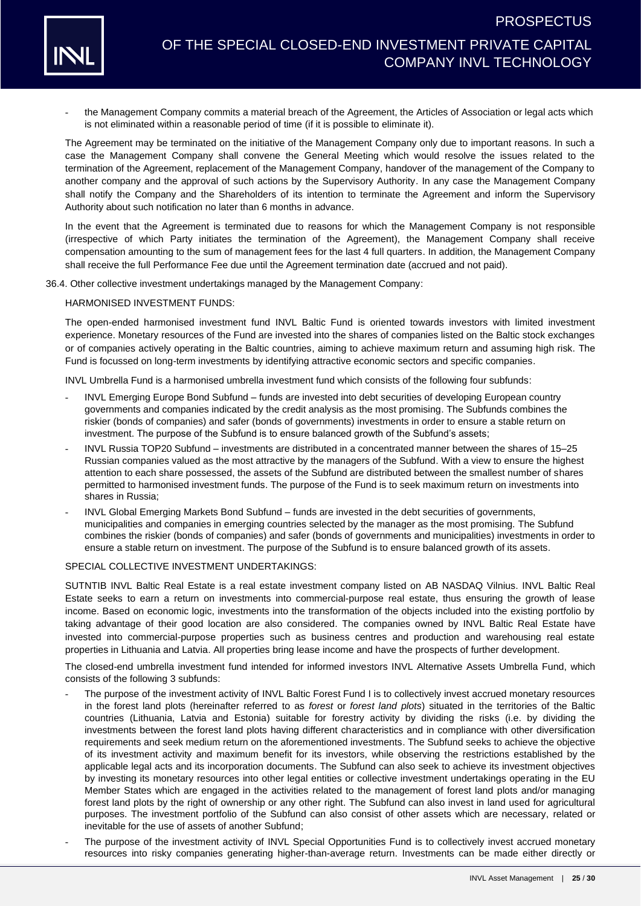- the Management Company commits a material breach of the Agreement, the Articles of Association or legal acts which is not eliminated within a reasonable period of time (if it is possible to eliminate it).

The Agreement may be terminated on the initiative of the Management Company only due to important reasons. In such a case the Management Company shall convene the General Meeting which would resolve the issues related to the termination of the Agreement, replacement of the Management Company, handover of the management of the Company to another company and the approval of such actions by the Supervisory Authority. In any case the Management Company shall notify the Company and the Shareholders of its intention to terminate the Agreement and inform the Supervisory Authority about such notification no later than 6 months in advance.

In the event that the Agreement is terminated due to reasons for which the Management Company is not responsible (irrespective of which Party initiates the termination of the Agreement), the Management Company shall receive compensation amounting to the sum of management fees for the last 4 full quarters. In addition, the Management Company shall receive the full Performance Fee due until the Agreement termination date (accrued and not paid).

36.4. Other collective investment undertakings managed by the Management Company:

HARMONISED INVESTMENT FUNDS:

The open-ended harmonised investment fund INVL Baltic Fund is oriented towards investors with limited investment experience. Monetary resources of the Fund are invested into the shares of companies listed on the Baltic stock exchanges or of companies actively operating in the Baltic countries, aiming to achieve maximum return and assuming high risk. The Fund is focussed on long-term investments by identifying attractive economic sectors and specific companies.

INVL Umbrella Fund is a harmonised umbrella investment fund which consists of the following four subfunds:

- INVL Emerging Europe Bond Subfund – funds are invested into debt securities of developing European country governments and companies indicated by the credit analysis as the most promising. The Subfunds combines the riskier (bonds of companies) and safer (bonds of governments) investments in order to ensure a stable return on investment. The purpose of the Subfund is to ensure balanced growth of the Subfund's assets;
- INVL Russia TOP20 Subfund – investments are distributed in a concentrated manner between the shares of 15–25 Russian companies valued as the most attractive by the managers of the Subfund. With a view to ensure the highest attention to each share possessed, the assets of the Subfund are distributed between the smallest number of shares permitted to harmonised investment funds. The purpose of the Fund is to seek maximum return on investments into shares in Russia;
- INVL Global Emerging Markets Bond Subfund – funds are invested in the debt securities of governments, municipalities and companies in emerging countries selected by the manager as the most promising. The Subfund combines the riskier (bonds of companies) and safer (bonds of governments and municipalities) investments in order to ensure a stable return on investment. The purpose of the Subfund is to ensure balanced growth of its assets.

SPECIAL COLLECTIVE INVESTMENT UNDERTAKINGS:

SUTNTIB INVL Baltic Real Estate is a real estate investment company listed on AB NASDAQ Vilnius. INVL Baltic Real Estate seeks to earn a return on investments into commercial-purpose real estate, thus ensuring the growth of lease income. Based on economic logic, investments into the transformation of the objects included into the existing portfolio by taking advantage of their good location are also considered. The companies owned by INVL Baltic Real Estate have invested into commercial-purpose properties such as business centres and production and warehousing real estate properties in Lithuania and Latvia. All properties bring lease income and have the prospects of further development.

The closed-end umbrella investment fund intended for informed investors INVL Alternative Assets Umbrella Fund, which consists of the following 3 subfunds:

- The purpose of the investment activity of INVL Baltic Forest Fund I is to collectively invest accrued monetary resources in the forest land plots (hereinafter referred to as *forest* or *forest land plots*) situated in the territories of the Baltic countries (Lithuania, Latvia and Estonia) suitable for forestry activity by dividing the risks (i.e. by dividing the investments between the forest land plots having different characteristics and in compliance with other diversification requirements and seek medium return on the aforementioned investments. The Subfund seeks to achieve the objective of its investment activity and maximum benefit for its investors, while observing the restrictions established by the applicable legal acts and its incorporation documents. The Subfund can also seek to achieve its investment objectives by investing its monetary resources into other legal entities or collective investment undertakings operating in the EU Member States which are engaged in the activities related to the management of forest land plots and/or managing forest land plots by the right of ownership or any other right. The Subfund can also invest in land used for agricultural purposes. The investment portfolio of the Subfund can also consist of other assets which are necessary, related or inevitable for the use of assets of another Subfund;
- The purpose of the investment activity of INVL Special Opportunities Fund is to collectively invest accrued monetary resources into risky companies generating higher-than-average return. Investments can be made either directly or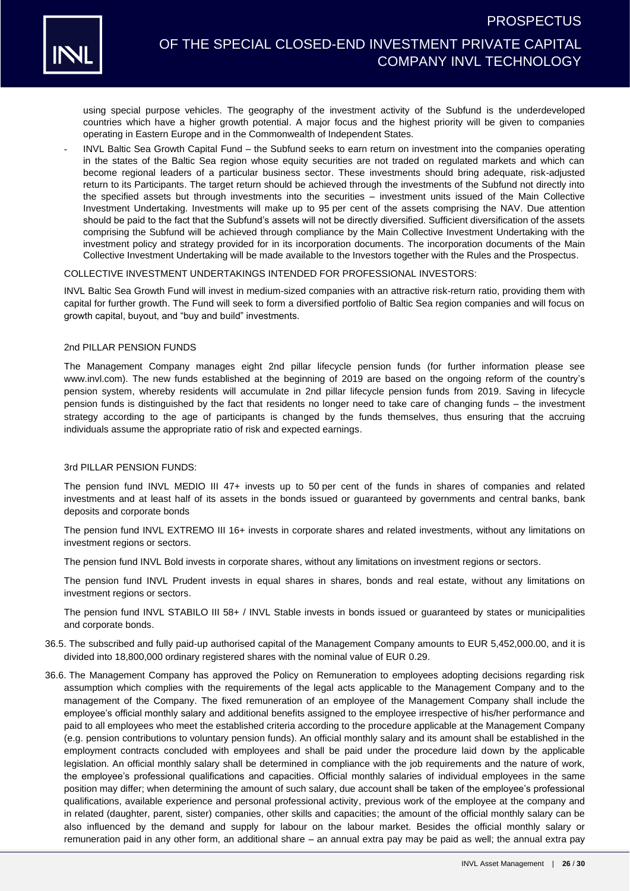using special purpose vehicles. The geography of the investment activity of the Subfund is the underdeveloped countries which have a higher growth potential. A major focus and the highest priority will be given to companies operating in Eastern Europe and in the Commonwealth of Independent States.

- INVL Baltic Sea Growth Capital Fund – the Subfund seeks to earn return on investment into the companies operating in the states of the Baltic Sea region whose equity securities are not traded on regulated markets and which can become regional leaders of a particular business sector. These investments should bring adequate, risk-adjusted return to its Participants. The target return should be achieved through the investments of the Subfund not directly into the specified assets but through investments into the securities – investment units issued of the Main Collective Investment Undertaking. Investments will make up to 95 per cent of the assets comprising the NAV. Due attention should be paid to the fact that the Subfund's assets will not be directly diversified. Sufficient diversification of the assets comprising the Subfund will be achieved through compliance by the Main Collective Investment Undertaking with the investment policy and strategy provided for in its incorporation documents. The incorporation documents of the Main Collective Investment Undertaking will be made available to the Investors together with the Rules and the Prospectus.

COLLECTIVE INVESTMENT UNDERTAKINGS INTENDED FOR PROFESSIONAL INVESTORS:

INVL Baltic Sea Growth Fund will invest in medium-sized companies with an attractive risk-return ratio, providing them with capital for further growth. The Fund will seek to form a diversified portfolio of Baltic Sea region companies and will focus on growth capital, buyout, and "buy and build" investments.

2nd PILLAR PENSION FUNDS

The Management Company manages eight 2nd pillar lifecycle pension funds (for further information please see www.invl.com). The new funds established at the beginning of 2019 are based on the ongoing reform of the country's pension system, whereby residents will accumulate in 2nd pillar lifecycle pension funds from 2019. Saving in lifecycle pension funds is distinguished by the fact that residents no longer need to take care of changing funds – the investment strategy according to the age of participants is changed by the funds themselves, thus ensuring that the accruing individuals assume the appropriate ratio of risk and expected earnings.

3rd PILLAR PENSION FUNDS:

The pension fund INVL MEDIO III 47+ invests up to 50 per cent of the funds in shares of companies and related investments and at least half of its assets in the bonds issued or guaranteed by governments and central banks, bank deposits and corporate bonds

The pension fund INVL EXTREMO III 16+ invests in corporate shares and related investments, without any limitations on investment regions or sectors.

The pension fund INVL Bold invests in corporate shares, without any limitations on investment regions or sectors.

The pension fund INVL Prudent invests in equal shares in shares, bonds and real estate, without any limitations on investment regions or sectors.

The pension fund INVL STABILO III 58+ / INVL Stable invests in bonds issued or guaranteed by states or municipalities and corporate bonds.

36.5. The subscribed and fully paid-up authorised capital of the Management Company amounts to EUR 5,452,000.00, and it is divided into 18,800,000 ordinary registered shares with the nominal value of EUR 0.29.

36.6. The Management Company has approved the Policy on Remuneration to employees adopting decisions regarding risk assumption which complies with the requirements of the legal acts applicable to the Management Company and to the management of the Company. The fixed remuneration of an employee of the Management Company shall include the employee's official monthly salary and additional benefits assigned to the employee irrespective of his/her performance and paid to all employees who meet the established criteria according to the procedure applicable at the Management Company (e.g. pension contributions to voluntary pension funds). An official monthly salary and its amount shall be established in the employment contracts concluded with employees and shall be paid under the procedure laid down by the applicable legislation. An official monthly salary shall be determined in compliance with the job requirements and the nature of work, the employee's professional qualifications and capacities. Official monthly salaries of individual employees in the same position may differ; when determining the amount of such salary, due account shall be taken of the employee's professional qualifications, available experience and personal professional activity, previous work of the employee at the company and in related (daughter, parent, sister) companies, other skills and capacities; the amount of the official monthly salary can be also influenced by the demand and supply for labour on the labour market. Besides the official monthly salary or remuneration paid in any other form, an additional share – an annual extra pay may be paid as well; the annual extra pay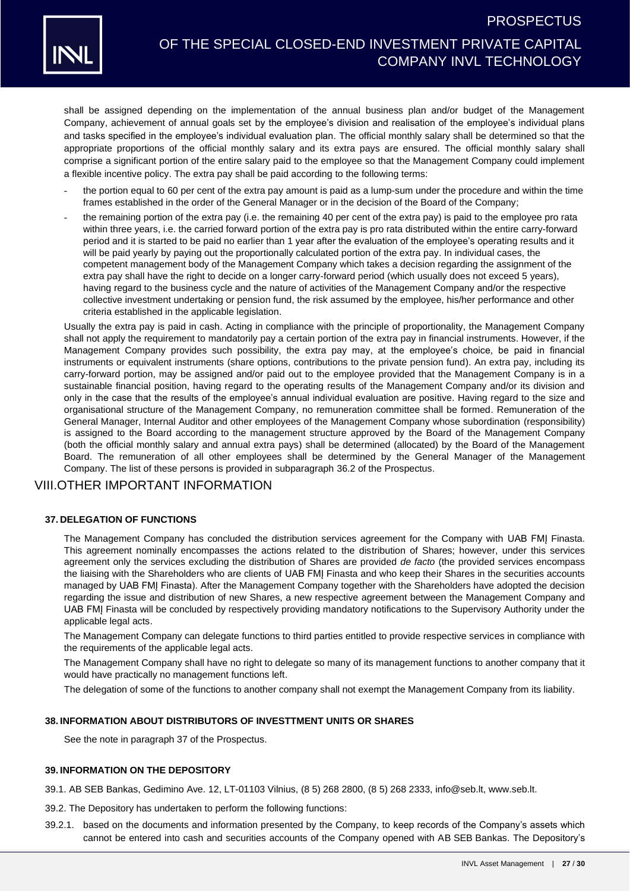shall be assigned depending on the implementation of the annual business plan and/or budget of the Management Company, achievement of annual goals set by the employee's division and realisation of the employee's individual plans and tasks specified in the employee's individual evaluation plan. The official monthly salary shall be determined so that the appropriate proportions of the official monthly salary and its extra pays are ensured. The official monthly salary shall comprise a significant portion of the entire salary paid to the employee so that the Management Company could implement a flexible incentive policy. The extra pay shall be paid according to the following terms:

- the portion equal to 60 per cent of the extra pay amount is paid as a lump-sum under the procedure and within the time frames established in the order of the General Manager or in the decision of the Board of the Company;
- the remaining portion of the extra pay (i.e. the remaining 40 per cent of the extra pay) is paid to the employee pro rata within three years, i.e. the carried forward portion of the extra pay is pro rata distributed within the entire carry-forward period and it is started to be paid no earlier than 1 year after the evaluation of the employee's operating results and it will be paid yearly by paying out the proportionally calculated portion of the extra pay. In individual cases, the competent management body of the Management Company which takes a decision regarding the assignment of the extra pay shall have the right to decide on a longer carry-forward period (which usually does not exceed 5 years), having regard to the business cycle and the nature of activities of the Management Company and/or the respective collective investment undertaking or pension fund, the risk assumed by the employee, his/her performance and other criteria established in the applicable legislation.

Usually the extra pay is paid in cash. Acting in compliance with the principle of proportionality, the Management Company shall not apply the requirement to mandatorily pay a certain portion of the extra pay in financial instruments. However, if the Management Company provides such possibility, the extra pay may, at the employee's choice, be paid in financial instruments or equivalent instruments (share options, contributions to the private pension fund). An extra pay, including its carry-forward portion, may be assigned and/or paid out to the employee provided that the Management Company is in a sustainable financial position, having regard to the operating results of the Management Company and/or its division and only in the case that the results of the employee's annual individual evaluation are positive. Having regard to the size and organisational structure of the Management Company, no remuneration committee shall be formed. Remuneration of the General Manager, Internal Auditor and other employees of the Management Company whose subordination (responsibility) is assigned to the Board according to the management structure approved by the Board of the Management Company (both the official monthly salary and annual extra pays) shall be determined (allocated) by the Board of the Management Board. The remuneration of all other employees shall be determined by the General Manager of the Management Company. The list of these persons is provided in subparagraph 36.2 of the Prospectus.

# VIII.OTHER IMPORTANT INFORMATION

### 37. DELEGATION OF FUNCTIONS

The Management Company has concluded the distribution services agreement for the Company with UAB FMĮ Finasta. This agreement nominally encompasses the actions related to the distribution of Shares; however, under this services agreement only the services excluding the distribution of Shares are provided *de facto* (the provided services encompass the liaising with the Shareholders who are clients of UAB FMĮ Finasta and who keep their Shares in the securities accounts managed by UAB FMĮ Finasta). After the Management Company together with the Shareholders have adopted the decision regarding the issue and distribution of new Shares, a new respective agreement between the Management Company and UAB FMĮ Finasta will be concluded by respectively providing mandatory notifications to the Supervisory Authority under the applicable legal acts.

The Management Company can delegate functions to third parties entitled to provide respective services in compliance with the requirements of the applicable legal acts.

The Management Company shall have no right to delegate so many of its management functions to another company that it would have practically no management functions left.

The delegation of some of the functions to another company shall not exempt the Management Company from its liability.

### 38. INFORMATION ABOUT DISTRIBUTORS OF INVESTTMENT UNITS OR SHARES

See the note in paragraph 37 of the Prospectus.

### 39. INFORMATION ON THE DEPOSITORY

39.1. AB SEB Bankas, Gedimino Ave. 12, LT-01103 Vilnius, (8 5) 268 2800, (8 5) 268 2333, info@seb.lt, www.seb.lt.

39.2. The Depository has undertaken to perform the following functions:

39.2.1. based on the documents and information presented by the Company, to keep records of the Company's assets which cannot be entered into cash and securities accounts of the Company opened with AB SEB Bankas. The Depository's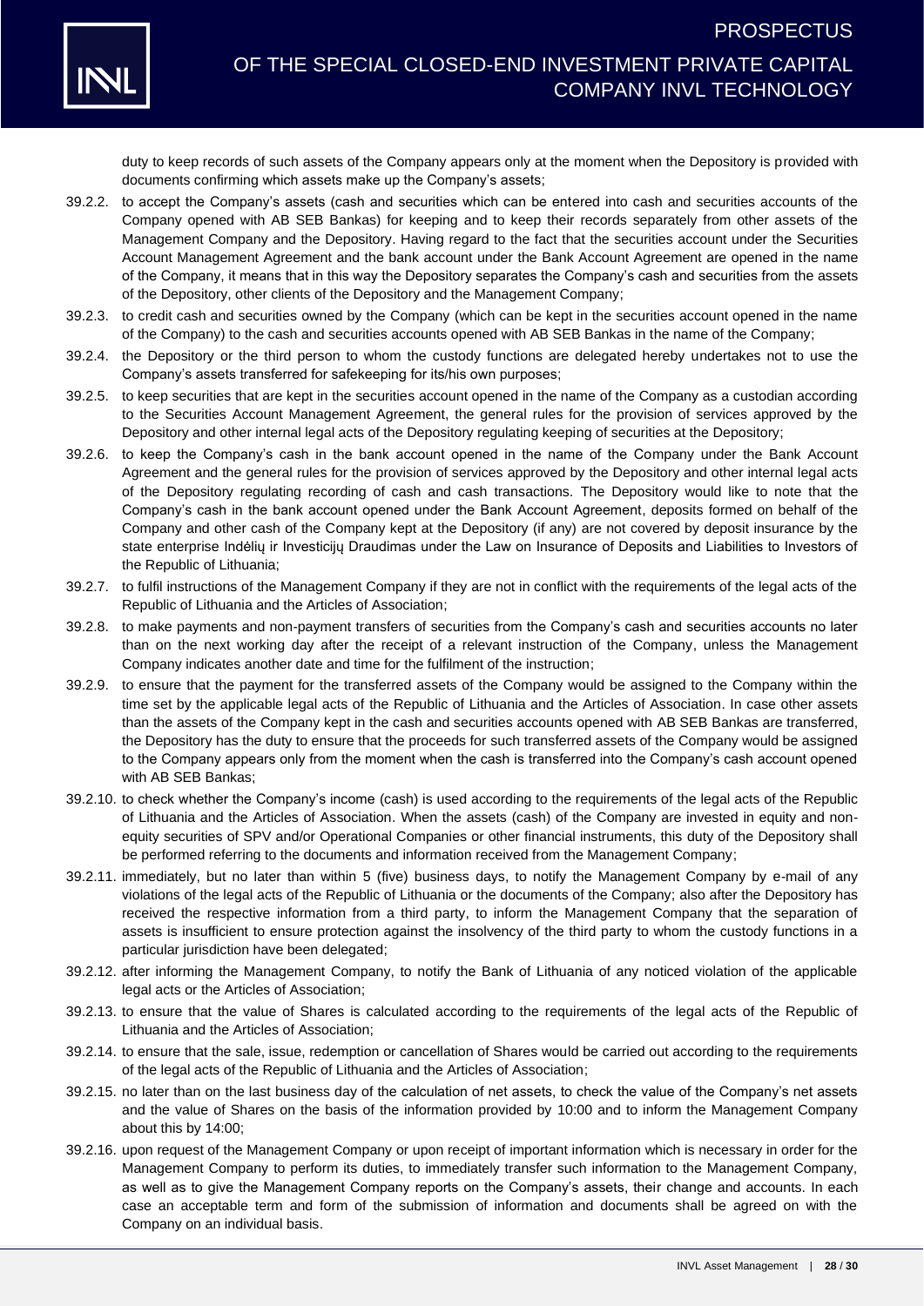duty to keep records of such assets of the Company appears only at the moment when the Depository is provided with documents confirming which assets make up the Company's assets;

39.2.2. to accept the Company's assets (cash and securities which can be entered into cash and securities accounts of the Company opened with AB SEB Bankas) for keeping and to keep their records separately from other assets of the Management Company and the Depository. Having regard to the fact that the securities account under the Securities Account Management Agreement and the bank account under the Bank Account Agreement are opened in the name of the Company, it means that in this way the Depository separates the Company's cash and securities from the assets of the Depository, other clients of the Depository and the Management Company;

39.2.3. to credit cash and securities owned by the Company (which can be kept in the securities account opened in the name of the Company) to the cash and securities accounts opened with AB SEB Bankas in the name of the Company;

39.2.4. the Depository or the third person to whom the custody functions are delegated hereby undertakes not to use the Company's assets transferred for safekeeping for its/his own purposes;

39.2.5. to keep securities that are kept in the securities account opened in the name of the Company as a custodian according to the Securities Account Management Agreement, the general rules for the provision of services approved by the Depository and other internal legal acts of the Depository regulating keeping of securities at the Depository;

39.2.6. to keep the Company's cash in the bank account opened in the name of the Company under the Bank Account Agreement and the general rules for the provision of services approved by the Depository and other internal legal acts of the Depository regulating recording of cash and cash transactions. The Depository would like to note that the Company's cash in the bank account opened under the Bank Account Agreement, deposits formed on behalf of the Company and other cash of the Company kept at the Depository (if any) are not covered by deposit insurance by the state enterprise Indėlių ir Investicijų Draudimas under the Law on Insurance of Deposits and Liabilities to Investors of the Republic of Lithuania;

39.2.7. to fulfil instructions of the Management Company if they are not in conflict with the requirements of the legal acts of the Republic of Lithuania and the Articles of Association;

39.2.8. to make payments and non-payment transfers of securities from the Company's cash and securities accounts no later than on the next working day after the receipt of a relevant instruction of the Company, unless the Management Company indicates another date and time for the fulfilment of the instruction;

39.2.9. to ensure that the payment for the transferred assets of the Company would be assigned to the Company within the time set by the applicable legal acts of the Republic of Lithuania and the Articles of Association. In case other assets than the assets of the Company kept in the cash and securities accounts opened with AB SEB Bankas are transferred, the Depository has the duty to ensure that the proceeds for such transferred assets of the Company would be assigned to the Company appears only from the moment when the cash is transferred into the Company's cash account opened with AB SEB Bankas;

39.2.10. to check whether the Company's income (cash) is used according to the requirements of the legal acts of the Republic of Lithuania and the Articles of Association. When the assets (cash) of the Company are invested in equity and non-equity securities of SPV and/or Operational Companies or other financial instruments, this duty of the Depository shall be performed referring to the documents and information received from the Management Company;

39.2.11. immediately, but no later than within 5 (five) business days, to notify the Management Company by e-mail of any violations of the legal acts of the Republic of Lithuania or the documents of the Company; also after the Depository has received the respective information from a third party, to inform the Management Company that the separation of assets is insufficient to ensure protection against the insolvency of the third party to whom the custody functions in a particular jurisdiction have been delegated;

39.2.12. after informing the Management Company, to notify the Bank of Lithuania of any noticed violation of the applicable legal acts or the Articles of Association;

39.2.13. to ensure that the value of Shares is calculated according to the requirements of the legal acts of the Republic of Lithuania and the Articles of Association;

39.2.14. to ensure that the sale, issue, redemption or cancellation of Shares would be carried out according to the requirements of the legal acts of the Republic of Lithuania and the Articles of Association;

39.2.15. no later than on the last business day of the calculation of net assets, to check the value of the Company's net assets and the value of Shares on the basis of the information provided by 10:00 and to inform the Management Company about this by 14:00;

39.2.16. upon request of the Management Company or upon receipt of important information which is necessary in order for the Management Company to perform its duties, to immediately transfer such information to the Management Company, as well as to give the Management Company reports on the Company's assets, their change and accounts. In each case an acceptable term and form of the submission of information and documents shall be agreed on with the Company on an individual basis.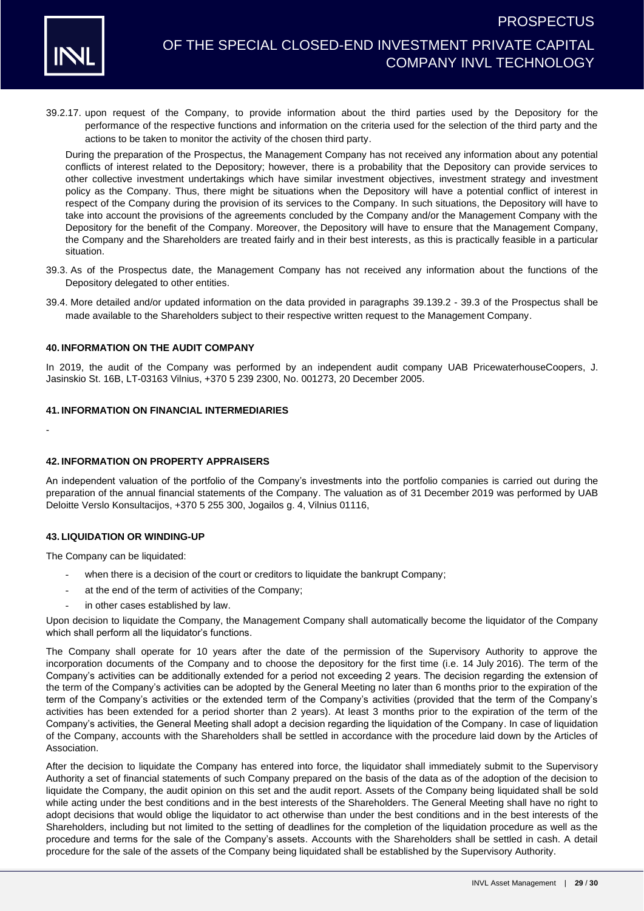39.2.17. upon request of the Company, to provide information about the third parties used by the Depository for the performance of the respective functions and information on the criteria used for the selection of the third party and the actions to be taken to monitor the activity of the chosen third party.

During the preparation of the Prospectus, the Management Company has not received any information about any potential conflicts of interest related to the Depository; however, there is a probability that the Depository can provide services to other collective investment undertakings which have similar investment objectives, investment strategy and investment policy as the Company. Thus, there might be situations when the Depository will have a potential conflict of interest in respect of the Company during the provision of its services to the Company. In such situations, the Depository will have to take into account the provisions of the agreements concluded by the Company and/or the Management Company with the Depository for the benefit of the Company. Moreover, the Depository will have to ensure that the Management Company, the Company and the Shareholders are treated fairly and in their best interests, as this is practically feasible in a particular situation.

39.3. As of the Prospectus date, the Management Company has not received any information about the functions of the Depository delegated to other entities.

39.4. More detailed and/or updated information on the data provided in paragraphs 39.139.2 - 39.3 of the Prospectus shall be made available to the Shareholders subject to their respective written request to the Management Company.

## 40. INFORMATION ON THE AUDIT COMPANY

In 2019, the audit of the Company was performed by an independent audit company UAB PricewaterhouseCoopers, J. Jasinskio St. 16B, LT-03163 Vilnius, +370 5 239 2300, No. 001273, 20 December 2005.

## 41. INFORMATION ON FINANCIAL INTERMEDIARIES

-

## 42. INFORMATION ON PROPERTY APPRAISERS

An independent valuation of the portfolio of the Company's investments into the portfolio companies is carried out during the preparation of the annual financial statements of the Company. The valuation as of 31 December 2019 was performed by UAB Deloitte Verslo Konsultacijos, +370 5 255 300, Jogailos g. 4, Vilnius 01116,

## 43. LIQUIDATION OR WINDING-UP

The Company can be liquidated:

- when there is a decision of the court or creditors to liquidate the bankrupt Company;
- at the end of the term of activities of the Company;
- in other cases established by law.

Upon decision to liquidate the Company, the Management Company shall automatically become the liquidator of the Company which shall perform all the liquidator's functions.

The Company shall operate for 10 years after the date of the permission of the Supervisory Authority to approve the incorporation documents of the Company and to choose the depository for the first time (i.e. 14 July 2016). The term of the Company's activities can be additionally extended for a period not exceeding 2 years. The decision regarding the extension of the term of the Company's activities can be adopted by the General Meeting no later than 6 months prior to the expiration of the term of the Company's activities or the extended term of the Company's activities (provided that the term of the Company's activities has been extended for a period shorter than 2 years). At least 3 months prior to the expiration of the term of the Company's activities, the General Meeting shall adopt a decision regarding the liquidation of the Company. In case of liquidation of the Company, accounts with the Shareholders shall be settled in accordance with the procedure laid down by the Articles of Association.

After the decision to liquidate the Company has entered into force, the liquidator shall immediately submit to the Supervisory Authority a set of financial statements of such Company prepared on the basis of the data as of the adoption of the decision to liquidate the Company, the audit opinion on this set and the audit report. Assets of the Company being liquidated shall be sold while acting under the best conditions and in the best interests of the Shareholders. The General Meeting shall have no right to adopt decisions that would oblige the liquidator to act otherwise than under the best conditions and in the best interests of the Shareholders, including but not limited to the setting of deadlines for the completion of the liquidation procedure as well as the procedure and terms for the sale of the Company's assets. Accounts with the Shareholders shall be settled in cash. A detail procedure for the sale of the assets of the Company being liquidated shall be established by the Supervisory Authority.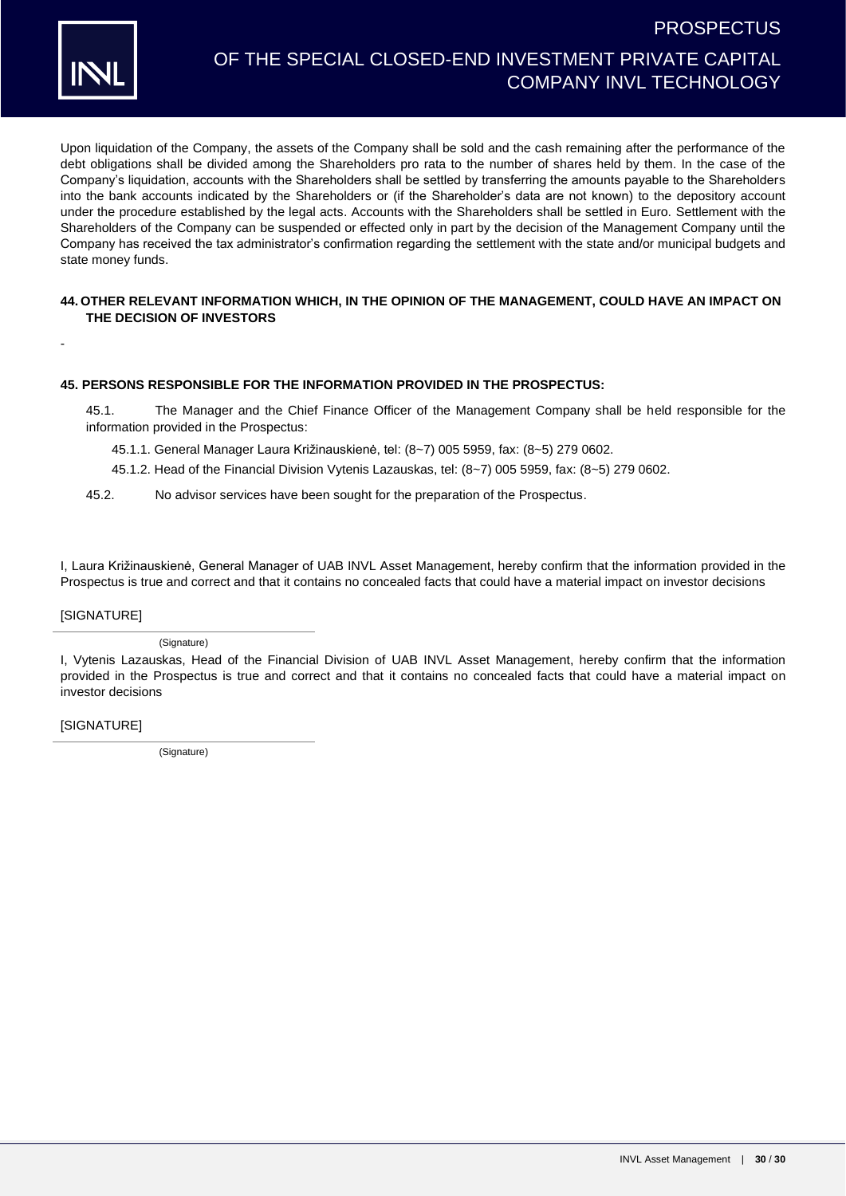Upon liquidation of the Company, the assets of the Company shall be sold and the cash remaining after the performance of the debt obligations shall be divided among the Shareholders pro rata to the number of shares held by them. In the case of the Company's liquidation, accounts with the Shareholders shall be settled by transferring the amounts payable to the Shareholders into the bank accounts indicated by the Shareholders or (if the Shareholder's data are not known) to the depository account under the procedure established by the legal acts. Accounts with the Shareholders shall be settled in Euro. Settlement with the Shareholders of the Company can be suspended or effected only in part by the decision of the Management Company until the Company has received the tax administrator's confirmation regarding the settlement with the state and/or municipal budgets and state money funds.

## 44. OTHER RELEVANT INFORMATION WHICH, IN THE OPINION OF THE MANAGEMENT, COULD HAVE AN IMPACT ON THE DECISION OF INVESTORS

-

## 45. PERSONS RESPONSIBLE FOR THE INFORMATION PROVIDED IN THE PROSPECTUS:

45.1. The Manager and the Chief Finance Officer of the Management Company shall be held responsible for the information provided in the Prospectus:

45.1.1. General Manager Laura Križinauskienė, tel: (8~7) 005 5959, fax: (8~5) 279 0602.

45.1.2. Head of the Financial Division Vytenis Lazauskas, tel: (8~7) 005 5959, fax: (8~5) 279 0602.

45.2. No advisor services have been sought for the preparation of the Prospectus.

I, Laura Križinauskienė, General Manager of UAB INVL Asset Management, hereby confirm that the information provided in the Prospectus is true and correct and that it contains no concealed facts that could have a material impact on investor decisions

[SIGNATURE]

(Signature)

I, Vytenis Lazauskas, Head of the Financial Division of UAB INVL Asset Management, hereby confirm that the information provided in the Prospectus is true and correct and that it contains no concealed facts that could have a material impact on investor decisions

[SIGNATURE]

(Signature)